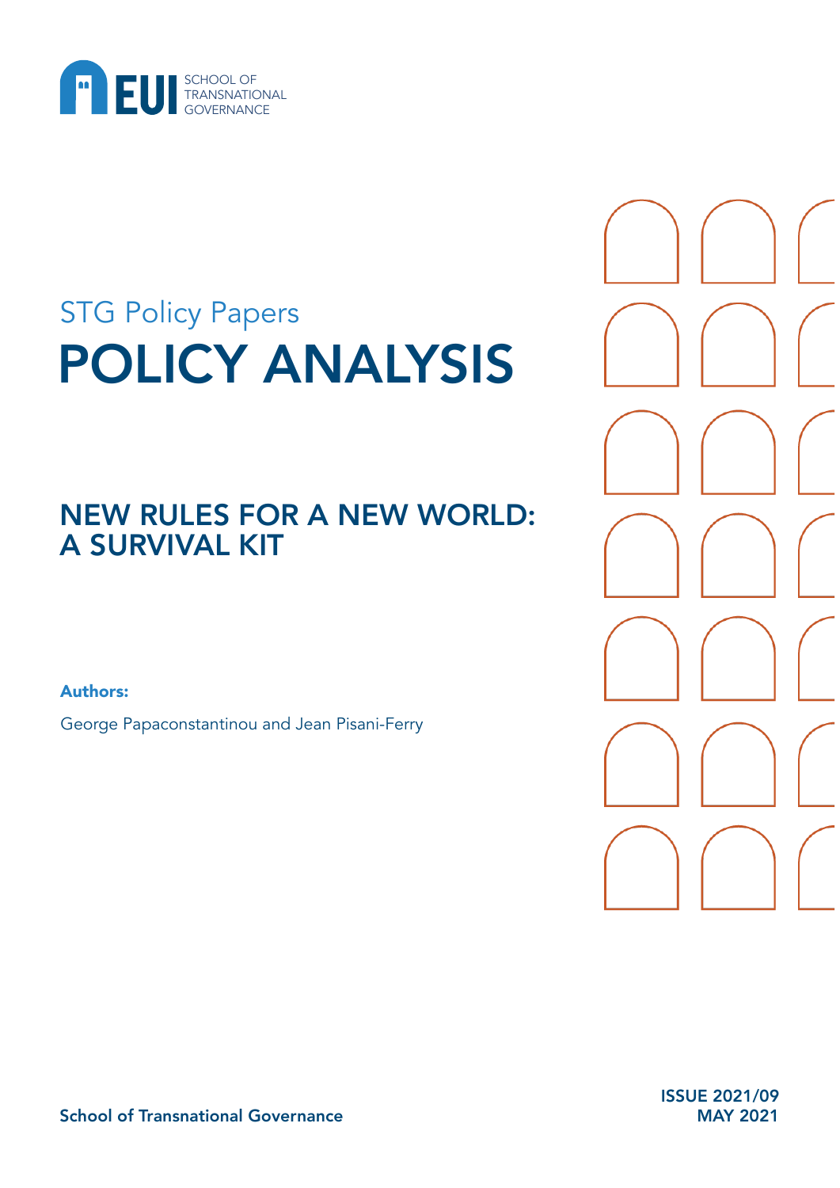EUI SCHOOL OF TRANSNATIONAL GOVERNANCE

STG Policy Papers

# POLICY ANALYSIS

## NEW RULES FOR A NEW WORLD: A SURVIVAL KIT

**Authors:**

George Papaconstantinou and Jean Pisani-Ferry

ISSUE 2021/09
MAY 2021

School of Transnational Governance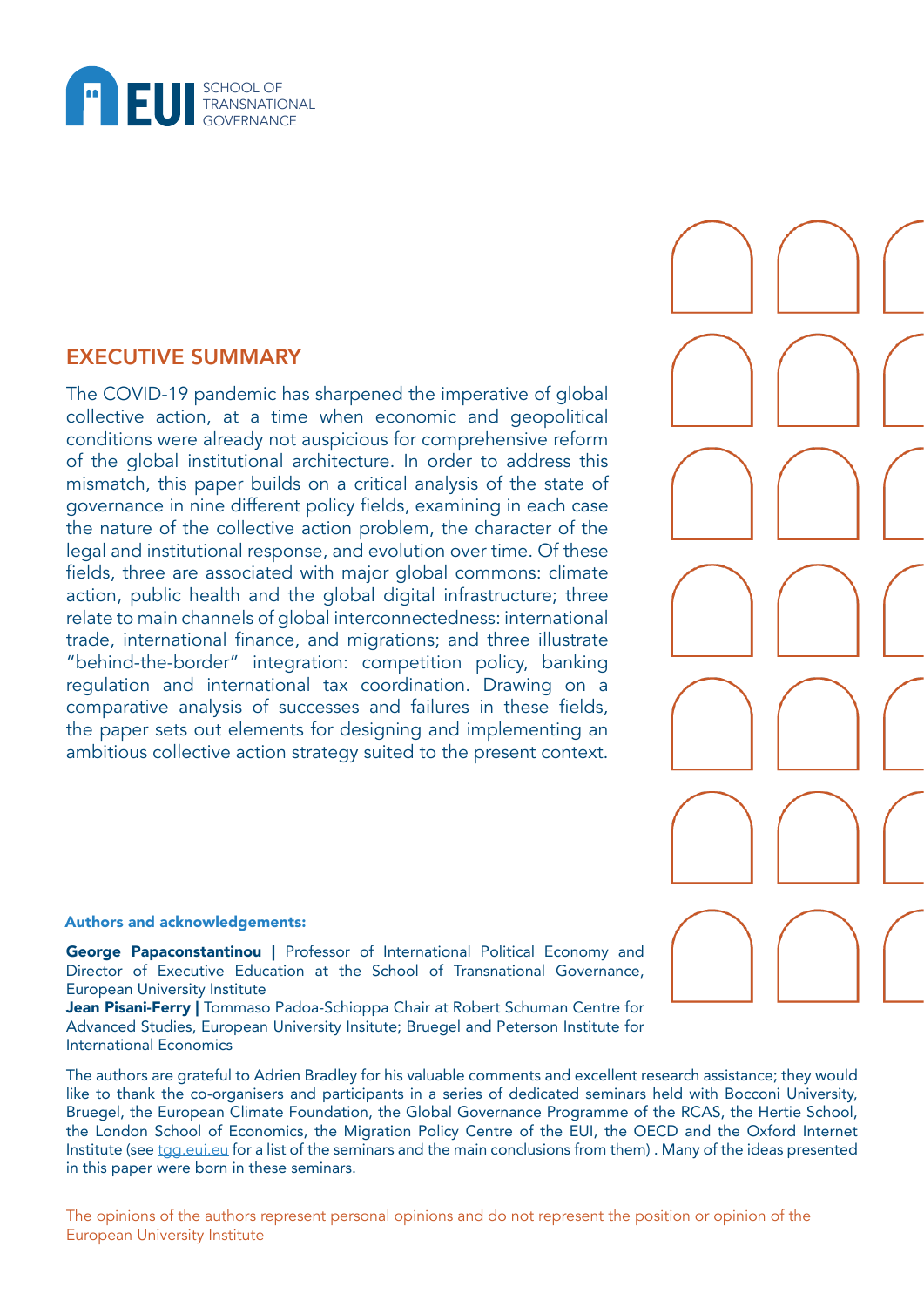EUI SCHOOL OF TRANSNATIONAL GOVERNANCE

## EXECUTIVE SUMMARY

The COVID-19 pandemic has sharpened the imperative of global collective action, at a time when economic and geopolitical conditions were already not auspicious for comprehensive reform of the global institutional architecture. In order to address this mismatch, this paper builds on a critical analysis of the state of governance in nine different policy fields, examining in each case the nature of the collective action problem, the character of the legal and institutional response, and evolution over time. Of these fields, three are associated with major global commons: climate action, public health and the global digital infrastructure; three relate to main channels of global interconnectedness: international trade, international finance, and migrations; and three illustrate "behind-the-border" integration: competition policy, banking regulation and international tax coordination. Drawing on a comparative analysis of successes and failures in these fields, the paper sets out elements for designing and implementing an ambitious collective action strategy suited to the present context.

#### Authors and acknowledgements:

**George Papaconstantinou |** Professor of International Political Economy and Director of Executive Education at the School of Transnational Governance, European University Institute

**Jean Pisani-Ferry |** Tommaso Padoa-Schioppa Chair at Robert Schuman Centre for Advanced Studies, European University Insitute; Bruegel and Peterson Institute for International Economics

The authors are grateful to Adrien Bradley for his valuable comments and excellent research assistance; they would like to thank the co-organisers and participants in a series of dedicated seminars held with Bocconi University, Bruegel, the European Climate Foundation, the Global Governance Programme of the RCAS, the Hertie School, the London School of Economics, the Migration Policy Centre of the EUI, the OECD and the Oxford Internet Institute (see tgg.eui.eu for a list of the seminars and the main conclusions from them) . Many of the ideas presented in this paper were born in these seminars.

The opinions of the authors represent personal opinions and do not represent the position or opinion of the European University Institute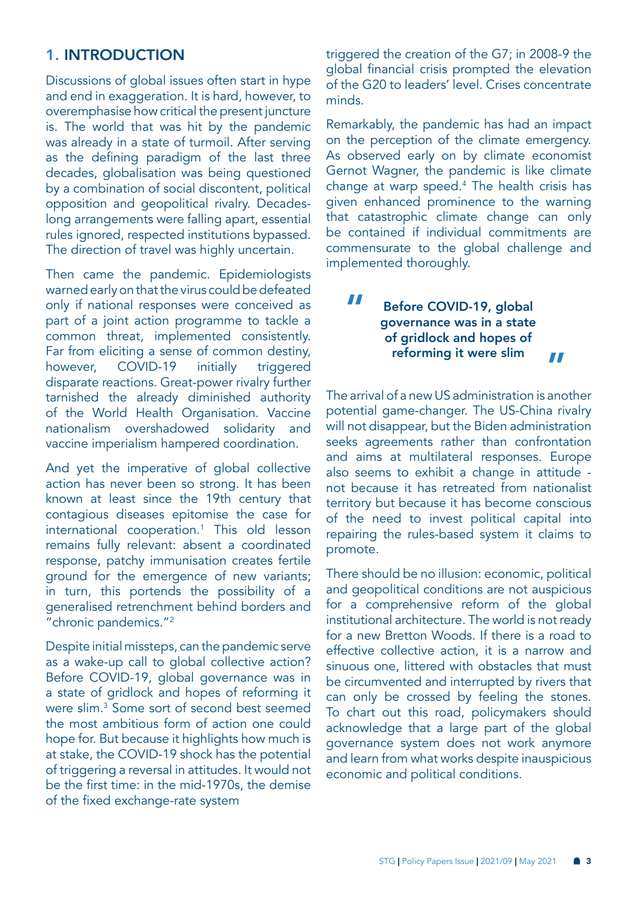## 1. INTRODUCTION

Discussions of global issues often start in hype and end in exaggeration. It is hard, however, to overemphasise how critical the present juncture is. The world that was hit by the pandemic was already in a state of turmoil. After serving as the defining paradigm of the last three decades, globalisation was being questioned by a combination of social discontent, political opposition and geopolitical rivalry. Decades-long arrangements were falling apart, essential rules ignored, respected institutions bypassed. The direction of travel was highly uncertain.

Then came the pandemic. Epidemiologists warned early on that the virus could be defeated only if national responses were conceived as part of a joint action programme to tackle a common threat, implemented consistently. Far from eliciting a sense of common destiny, however, COVID-19 initially triggered disparate reactions. Great-power rivalry further tarnished the already diminished authority of the World Health Organisation. Vaccine nationalism overshadowed solidarity and vaccine imperialism hampered coordination.

And yet the imperative of global collective action has never been so strong. It has been known at least since the 19th century that contagious diseases epitomise the case for international cooperation.[1] This old lesson remains fully relevant: absent a coordinated response, patchy immunisation creates fertile ground for the emergence of new variants; in turn, this portends the possibility of a generalised retrenchment behind borders and "chronic pandemics."[2]

Despite initial missteps, can the pandemic serve as a wake-up call to global collective action? Before COVID-19, global governance was in a state of gridlock and hopes of reforming it were slim.[3] Some sort of second best seemed the most ambitious form of action one could hope for. But because it highlights how much is at stake, the COVID-19 shock has the potential of triggering a reversal in attitudes. It would not be the first time: in the mid-1970s, the demise of the fixed exchange-rate system triggered the creation of the G7; in 2008-9 the global financial crisis prompted the elevation of the G20 to leaders' level. Crises concentrate minds.

Remarkably, the pandemic has had an impact on the perception of the climate emergency. As observed early on by climate economist Gernot Wagner, the pandemic is like climate change at warp speed.[4] The health crisis has given enhanced prominence to the warning that catastrophic climate change can only be contained if individual commitments are commensurate to the global challenge and implemented thoroughly.

> **"Before COVID-19, global governance was in a state of gridlock and hopes of reforming it were slim"**

The arrival of a new US administration is another potential game-changer. The US-China rivalry will not disappear, but the Biden administration seeks agreements rather than confrontation and aims at multilateral responses. Europe also seems to exhibit a change in attitude - not because it has retreated from nationalist territory but because it has become conscious of the need to invest political capital into repairing the rules-based system it claims to promote.

There should be no illusion: economic, political and geopolitical conditions are not auspicious for a comprehensive reform of the global institutional architecture. The world is not ready for a new Bretton Woods. If there is a road to effective collective action, it is a narrow and sinuous one, littered with obstacles that must be circumvented and interrupted by rivers that can only be crossed by feeling the stones. To chart out this road, policymakers should acknowledge that a large part of the global governance system does not work anymore and learn from what works despite inauspicious economic and political conditions.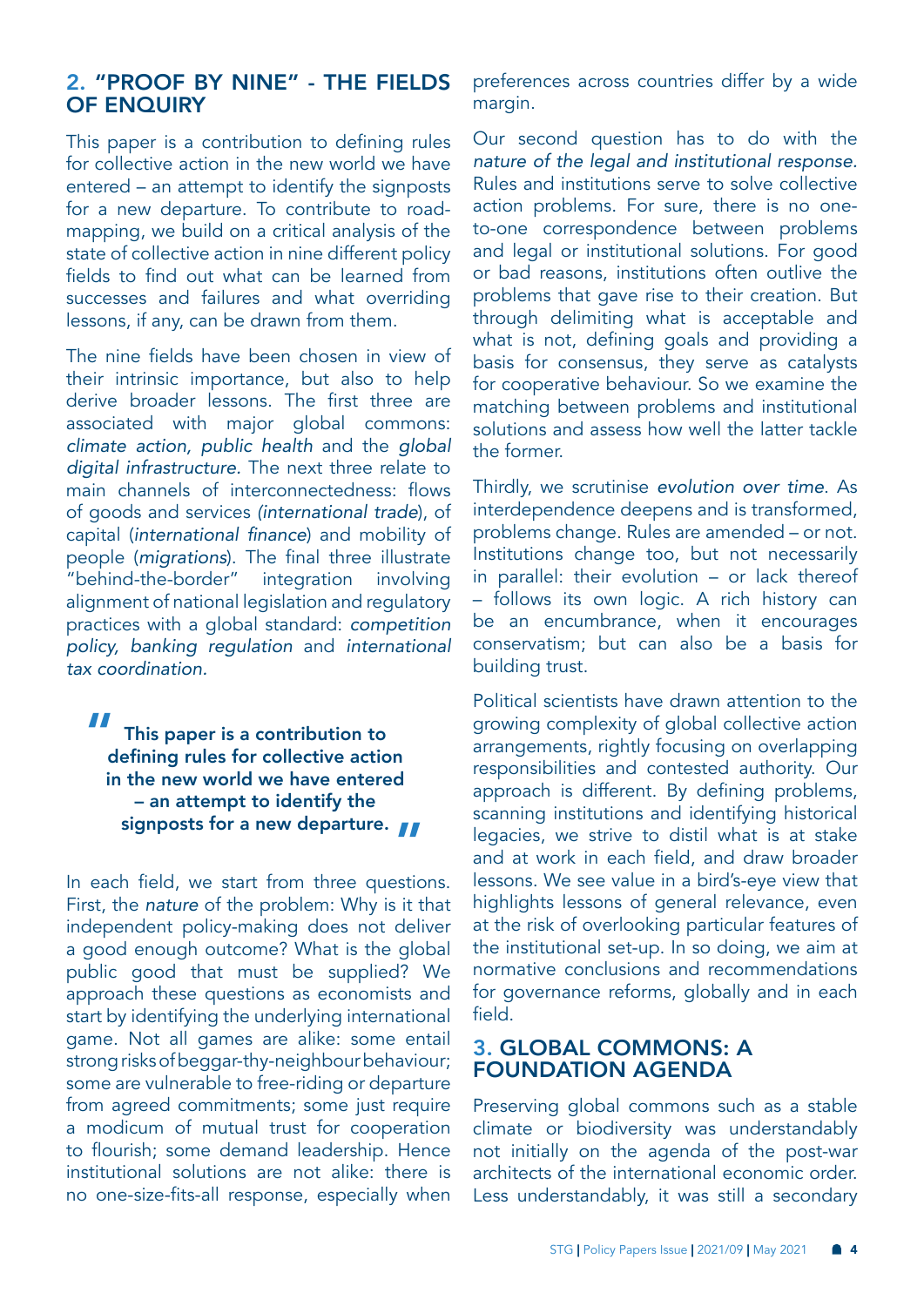## 2. "PROOF BY NINE" - THE FIELDS OF ENQUIRY

This paper is a contribution to defining rules for collective action in the new world we have entered – an attempt to identify the signposts for a new departure. To contribute to road-mapping, we build on a critical analysis of the state of collective action in nine different policy fields to find out what can be learned from successes and failures and what overriding lessons, if any, can be drawn from them.

The nine fields have been chosen in view of their intrinsic importance, but also to help derive broader lessons. The first three are associated with major global commons: *climate action, public health* and the *global digital infrastructure*. The next three relate to main channels of interconnectedness: flows of goods and services (*international trade*), of capital (*international finance*) and mobility of people (*migrations*). The final three illustrate "behind-the-border" integration involving alignment of national legislation and regulatory practices with a global standard: *competition policy, banking regulation* and *international tax coordination.*

> **"This paper is a contribution to defining rules for collective action in the new world we have entered – an attempt to identify the signposts for a new departure."**

In each field, we start from three questions. First, the *nature* of the problem: Why is it that independent policy-making does not deliver a good enough outcome? What is the global public good that must be supplied? We approach these questions as economists and start by identifying the underlying international game. Not all games are alike: some entail strong risks of beggar-thy-neighbour behaviour; some are vulnerable to free-riding or departure from agreed commitments; some just require a modicum of mutual trust for cooperation to flourish; some demand leadership. Hence institutional solutions are not alike: there is no one-size-fits-all response, especially when preferences across countries differ by a wide margin.

Our second question has to do with the *nature of the legal and institutional response.* Rules and institutions serve to solve collective action problems. For sure, there is no one-to-one correspondence between problems and legal or institutional solutions. For good or bad reasons, institutions often outlive the problems that gave rise to their creation. But through delimiting what is acceptable and what is not, defining goals and providing a basis for consensus, they serve as catalysts for cooperative behaviour. So we examine the matching between problems and institutional solutions and assess how well the latter tackle the former.

Thirdly, we scrutinise *evolution over time*. As interdependence deepens and is transformed, problems change. Rules are amended – or not. Institutions change too, but not necessarily in parallel: their evolution – or lack thereof – follows its own logic. A rich history can be an encumbrance, when it encourages conservatism; but can also be a basis for building trust.

Political scientists have drawn attention to the growing complexity of global collective action arrangements, rightly focusing on overlapping responsibilities and contested authority. Our approach is different. By defining problems, scanning institutions and identifying historical legacies, we strive to distil what is at stake and at work in each field, and draw broader lessons. We see value in a bird's-eye view that highlights lessons of general relevance, even at the risk of overlooking particular features of the institutional set-up. In so doing, we aim at normative conclusions and recommendations for governance reforms, globally and in each field.

## 3. GLOBAL COMMONS: A FOUNDATION AGENDA

Preserving global commons such as a stable climate or biodiversity was understandably not initially on the agenda of the post-war architects of the international economic order. Less understandably, it was still a secondary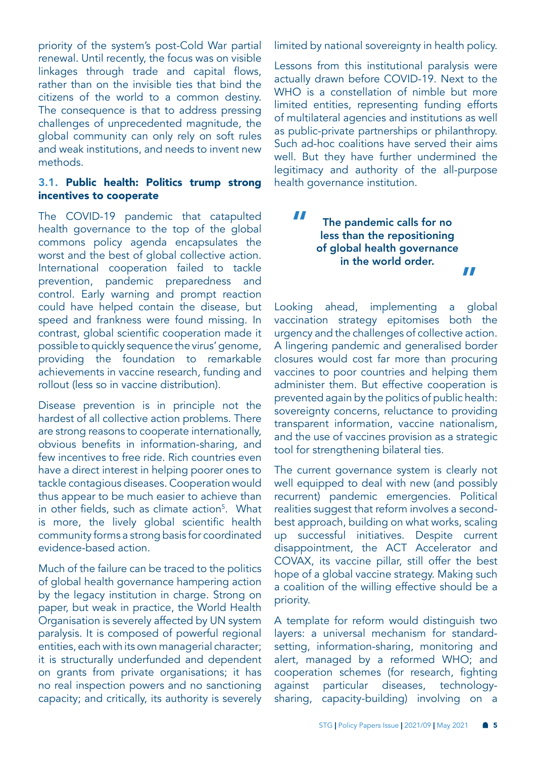priority of the system's post-Cold War partial renewal. Until recently, the focus was on visible linkages through trade and capital flows, rather than on the invisible ties that bind the citizens of the world to a common destiny. The consequence is that to address pressing challenges of unprecedented magnitude, the global community can only rely on soft rules and weak institutions, and needs to invent new methods.

### 3.1. Public health: Politics trump strong incentives to cooperate

The COVID-19 pandemic that catapulted health governance to the top of the global commons policy agenda encapsulates the worst and the best of global collective action. International cooperation failed to tackle prevention, pandemic preparedness and control. Early warning and prompt reaction could have helped contain the disease, but speed and frankness were found missing. In contrast, global scientific cooperation made it possible to quickly sequence the virus' genome, providing the foundation to remarkable achievements in vaccine research, funding and rollout (less so in vaccine distribution).

Disease prevention is in principle not the hardest of all collective action problems. There are strong reasons to cooperate internationally, obvious benefits in information-sharing, and few incentives to free ride. Rich countries even have a direct interest in helping poorer ones to tackle contagious diseases. Cooperation would thus appear to be much easier to achieve than in other fields, such as climate action[5]. What is more, the lively global scientific health community forms a strong basis for coordinated evidence-based action.

Much of the failure can be traced to the politics of global health governance hampering action by the legacy institution in charge. Strong on paper, but weak in practice, the World Health Organisation is severely affected by UN system paralysis. It is composed of powerful regional entities, each with its own managerial character; it is structurally underfunded and dependent on grants from private organisations; it has no real inspection powers and no sanctioning capacity; and critically, its authority is severely limited by national sovereignty in health policy.

Lessons from this institutional paralysis were actually drawn before COVID-19. Next to the WHO is a constellation of nimble but more limited entities, representing funding efforts of multilateral agencies and institutions as well as public-private partnerships or philanthropy. Such ad-hoc coalitions have served their aims well. But they have further undermined the legitimacy and authority of the all-purpose health governance institution.

> **"The pandemic calls for no less than the repositioning of global health governance in the world order."**

Looking ahead, implementing a global vaccination strategy epitomises both the urgency and the challenges of collective action. A lingering pandemic and generalised border closures would cost far more than procuring vaccines to poor countries and helping them administer them. But effective cooperation is prevented again by the politics of public health: sovereignty concerns, reluctance to providing transparent information, vaccine nationalism, and the use of vaccines provision as a strategic tool for strengthening bilateral ties.

The current governance system is clearly not well equipped to deal with new (and possibly recurrent) pandemic emergencies. Political realities suggest that reform involves a second-best approach, building on what works, scaling up successful initiatives. Despite current disappointment, the ACT Accelerator and COVAX, its vaccine pillar, still offer the best hope of a global vaccine strategy. Making such a coalition of the willing effective should be a priority.

A template for reform would distinguish two layers: a universal mechanism for standard-setting, information-sharing, monitoring and alert, managed by a reformed WHO; and cooperation schemes (for research, fighting against particular diseases, technology-sharing, capacity-building) involving on a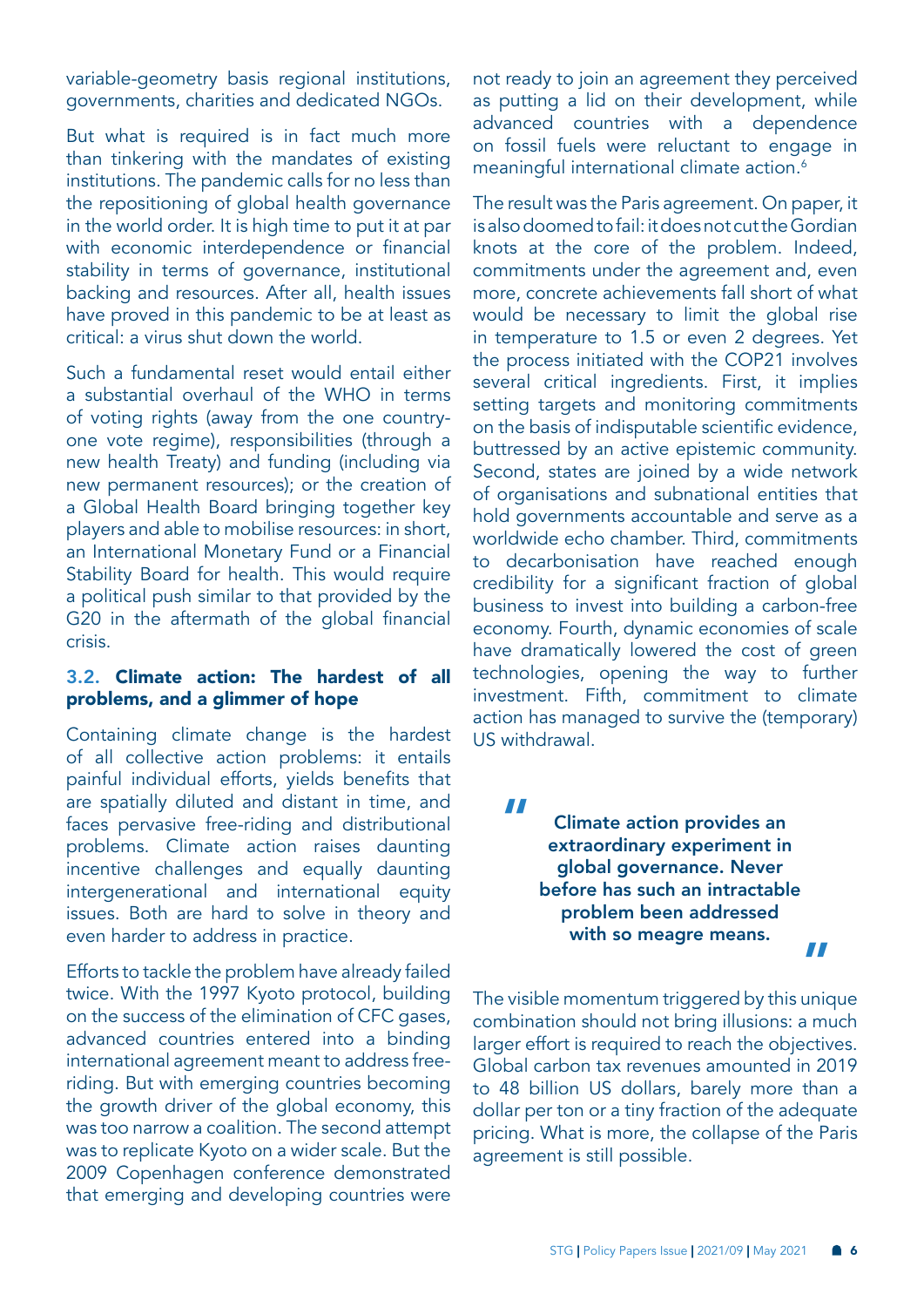variable-geometry basis regional institutions, governments, charities and dedicated NGOs.

But what is required is in fact much more than tinkering with the mandates of existing institutions. The pandemic calls for no less than the repositioning of global health governance in the world order. It is high time to put it at par with economic interdependence or financial stability in terms of governance, institutional backing and resources. After all, health issues have proved in this pandemic to be at least as critical: a virus shut down the world.

Such a fundamental reset would entail either a substantial overhaul of the WHO in terms of voting rights (away from the one country-one vote regime), responsibilities (through a new health Treaty) and funding (including via new permanent resources); or the creation of a Global Health Board bringing together key players and able to mobilise resources: in short, an International Monetary Fund or a Financial Stability Board for health. This would require a political push similar to that provided by the G20 in the aftermath of the global financial crisis.

### 3.2. Climate action: The hardest of all problems, and a glimmer of hope

Containing climate change is the hardest of all collective action problems: it entails painful individual efforts, yields benefits that are spatially diluted and distant in time, and faces pervasive free-riding and distributional problems. Climate action raises daunting incentive challenges and equally daunting intergenerational and international equity issues. Both are hard to solve in theory and even harder to address in practice.

Efforts to tackle the problem have already failed twice. With the 1997 Kyoto protocol, building on the success of the elimination of CFC gases, advanced countries entered into a binding international agreement meant to address free-riding. But with emerging countries becoming the growth driver of the global economy, this was too narrow a coalition. The second attempt was to replicate Kyoto on a wider scale. But the 2009 Copenhagen conference demonstrated that emerging and developing countries were not ready to join an agreement they perceived as putting a lid on their development, while advanced countries with a dependence on fossil fuels were reluctant to engage in meaningful international climate action.[6]

The result was the Paris agreement. On paper, it is also doomed to fail: it does not cut the Gordian knots at the core of the problem. Indeed, commitments under the agreement and, even more, concrete achievements fall short of what would be necessary to limit the global rise in temperature to 1.5 or even 2 degrees. Yet the process initiated with the COP21 involves several critical ingredients. First, it implies setting targets and monitoring commitments on the basis of indisputable scientific evidence, buttressed by an active epistemic community. Second, states are joined by a wide network of organisations and subnational entities that hold governments accountable and serve as a worldwide echo chamber. Third, commitments to decarbonisation have reached enough credibility for a significant fraction of global business to invest into building a carbon-free economy. Fourth, dynamic economies of scale have dramatically lowered the cost of green technologies, opening the way to further investment. Fifth, commitment to climate action has managed to survive the (temporary) US withdrawal.

> **"Climate action provides an extraordinary experiment in global governance. Never before has such an intractable problem been addressed with so meagre means."**

The visible momentum triggered by this unique combination should not bring illusions: a much larger effort is required to reach the objectives. Global carbon tax revenues amounted in 2019 to 48 billion US dollars, barely more than a dollar per ton or a tiny fraction of the adequate pricing. What is more, the collapse of the Paris agreement is still possible.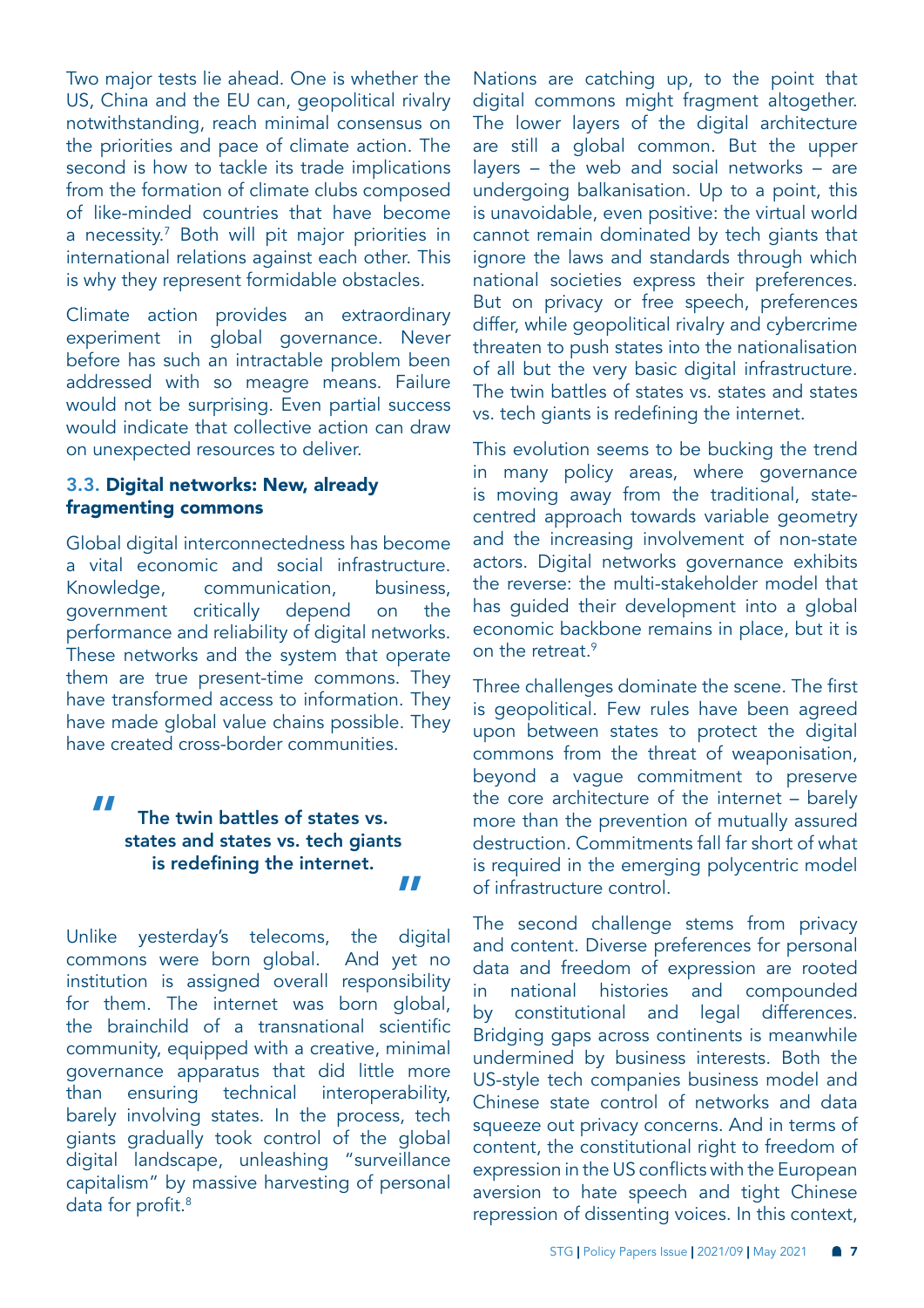Two major tests lie ahead. One is whether the US, China and the EU can, geopolitical rivalry notwithstanding, reach minimal consensus on the priorities and pace of climate action. The second is how to tackle its trade implications from the formation of climate clubs composed of like-minded countries that have become a necessity.[7] Both will pit major priorities in international relations against each other. This is why they represent formidable obstacles.

Climate action provides an extraordinary experiment in global governance. Never before has such an intractable problem been addressed with so meagre means. Failure would not be surprising. Even partial success would indicate that collective action can draw on unexpected resources to deliver.

### 3.3. Digital networks: New, already fragmenting commons

Global digital interconnectedness has become a vital economic and social infrastructure. Knowledge, communication, business, government critically depend on the performance and reliability of digital networks. These networks and the system that operate them are true present-time commons. They have transformed access to information. They have made global value chains possible. They have created cross-border communities.

> **"The twin battles of states vs. states and states vs. tech giants is redefining the internet."**

Unlike yesterday's telecoms, the digital commons were born global. And yet no institution is assigned overall responsibility for them. The internet was born global, the brainchild of a transnational scientific community, equipped with a creative, minimal governance apparatus that did little more than ensuring technical interoperability, barely involving states. In the process, tech giants gradually took control of the global digital landscape, unleashing "surveillance capitalism" by massive harvesting of personal data for profit.[8]

Nations are catching up, to the point that digital commons might fragment altogether. The lower layers of the digital architecture are still a global common. But the upper layers – the web and social networks – are undergoing balkanisation. Up to a point, this is unavoidable, even positive: the virtual world cannot remain dominated by tech giants that ignore the laws and standards through which national societies express their preferences. But on privacy or free speech, preferences differ, while geopolitical rivalry and cybercrime threaten to push states into the nationalisation of all but the very basic digital infrastructure. The twin battles of states vs. states and states vs. tech giants is redefining the internet.

This evolution seems to be bucking the trend in many policy areas, where governance is moving away from the traditional, state-centred approach towards variable geometry and the increasing involvement of non-state actors. Digital networks governance exhibits the reverse: the multi-stakeholder model that has guided their development into a global economic backbone remains in place, but it is on the retreat.[9]

Three challenges dominate the scene. The first is geopolitical. Few rules have been agreed upon between states to protect the digital commons from the threat of weaponisation, beyond a vague commitment to preserve the core architecture of the internet – barely more than the prevention of mutually assured destruction. Commitments fall far short of what is required in the emerging polycentric model of infrastructure control.

The second challenge stems from privacy and content. Diverse preferences for personal data and freedom of expression are rooted in national histories and compounded by constitutional and legal differences. Bridging gaps across continents is meanwhile undermined by business interests. Both the US-style tech companies business model and Chinese state control of networks and data squeeze out privacy concerns. And in terms of content, the constitutional right to freedom of expression in the US conflicts with the European aversion to hate speech and tight Chinese repression of dissenting voices. In this context,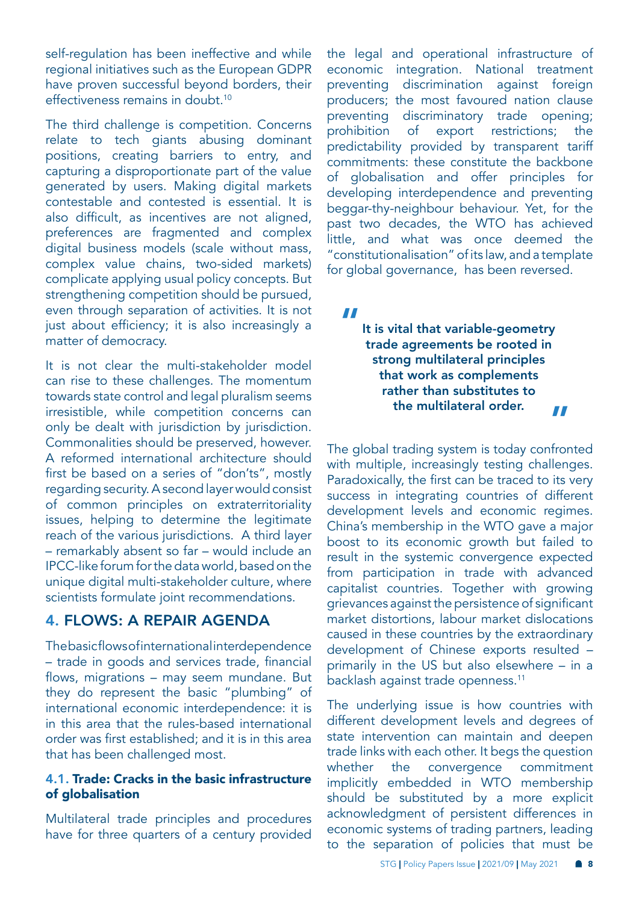self-regulation has been ineffective and while regional initiatives such as the European GDPR have proven successful beyond borders, their effectiveness remains in doubt.[10]

The third challenge is competition. Concerns relate to tech giants abusing dominant positions, creating barriers to entry, and capturing a disproportionate part of the value generated by users. Making digital markets contestable and contested is essential. It is also difficult, as incentives are not aligned, preferences are fragmented and complex digital business models (scale without mass, complex value chains, two-sided markets) complicate applying usual policy concepts. But strengthening competition should be pursued, even through separation of activities. It is not just about efficiency; it is also increasingly a matter of democracy.

It is not clear the multi-stakeholder model can rise to these challenges. The momentum towards state control and legal pluralism seems irresistible, while competition concerns can only be dealt with jurisdiction by jurisdiction. Commonalities should be preserved, however. A reformed international architecture should first be based on a series of "don'ts", mostly regarding security. A second layer would consist of common principles on extraterritoriality issues, helping to determine the legitimate reach of the various jurisdictions. A third layer – remarkably absent so far – would include an IPCC-like forum for the data world, based on the unique digital multi-stakeholder culture, where scientists formulate joint recommendations.

## 4. FLOWS: A REPAIR AGENDA

The basic flows of international interdependence – trade in goods and services trade, financial flows, migrations – may seem mundane. But they do represent the basic "plumbing" of international economic interdependence: it is in this area that the rules-based international order was first established; and it is in this area that has been challenged most.

### 4.1. Trade: Cracks in the basic infrastructure of globalisation

Multilateral trade principles and procedures have for three quarters of a century provided the legal and operational infrastructure of economic integration. National treatment preventing discrimination against foreign producers; the most favoured nation clause preventing discriminatory trade opening; prohibition of export restrictions; the predictability provided by transparent tariff commitments: these constitute the backbone of globalisation and offer principles for developing interdependence and preventing beggar-thy-neighbour behaviour. Yet, for the past two decades, the WTO has achieved little, and what was once deemed the "constitutionalisation" of its law, and a template for global governance, has been reversed.

> **"It is vital that variable-geometry trade agreements be rooted in strong multilateral principles that work as complements rather than substitutes to the multilateral order."**

The global trading system is today confronted with multiple, increasingly testing challenges. Paradoxically, the first can be traced to its very success in integrating countries of different development levels and economic regimes. China's membership in the WTO gave a major boost to its economic growth but failed to result in the systemic convergence expected from participation in trade with advanced capitalist countries. Together with growing grievances against the persistence of significant market distortions, labour market dislocations caused in these countries by the extraordinary development of Chinese exports resulted – primarily in the US but also elsewhere – in a backlash against trade openness.[11]

The underlying issue is how countries with different development levels and degrees of state intervention can maintain and deepen trade links with each other. It begs the question whether the convergence commitment implicitly embedded in WTO membership should be substituted by a more explicit acknowledgment of persistent differences in economic systems of trading partners, leading to the separation of policies that must be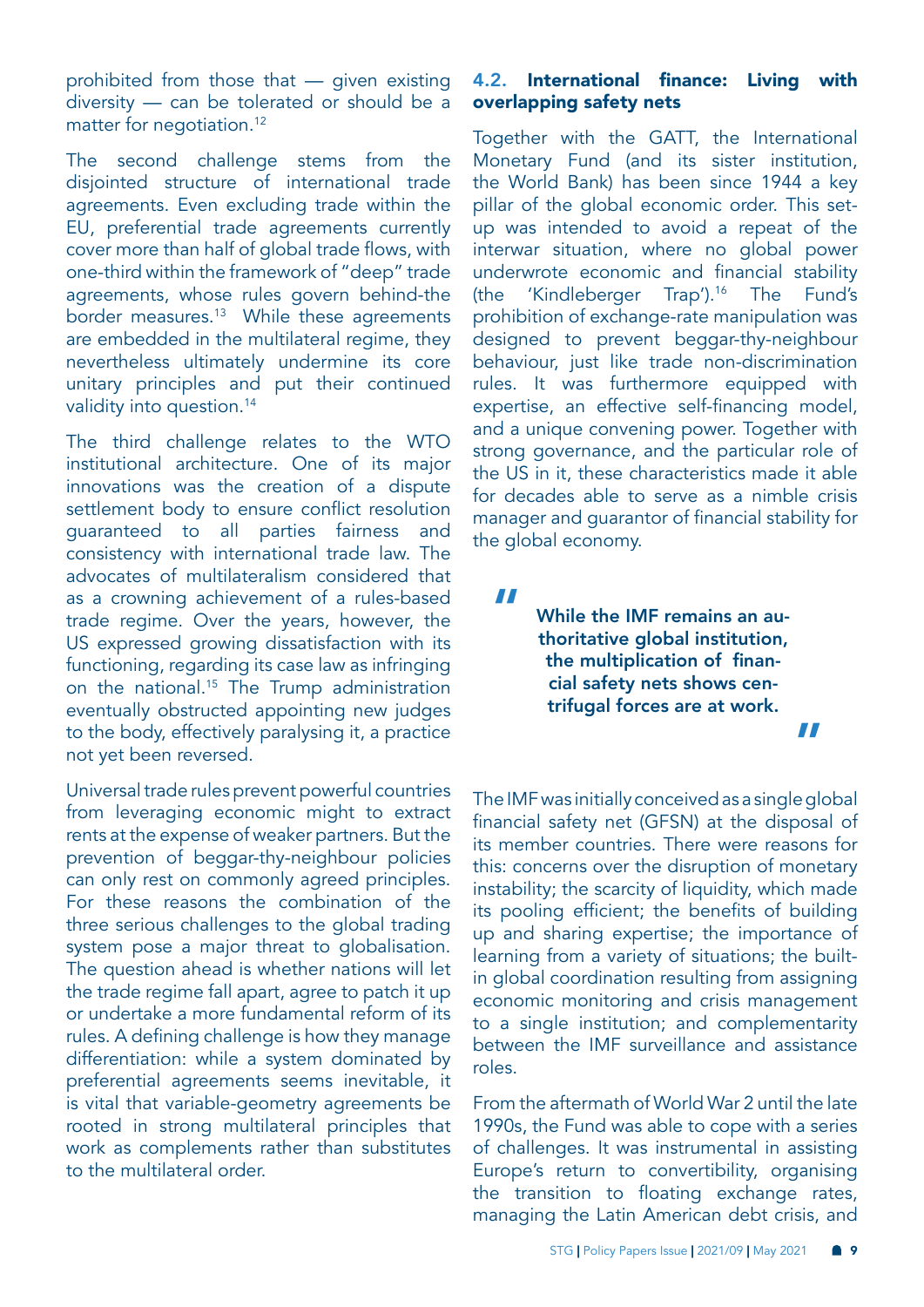prohibited from those that — given existing diversity — can be tolerated or should be a matter for negotiation.[12]

The second challenge stems from the disjointed structure of international trade agreements. Even excluding trade within the EU, preferential trade agreements currently cover more than half of global trade flows, with one-third within the framework of "deep" trade agreements, whose rules govern behind-the border measures.[13] While these agreements are embedded in the multilateral regime, they nevertheless ultimately undermine its core unitary principles and put their continued validity into question.[14]

The third challenge relates to the WTO institutional architecture. One of its major innovations was the creation of a dispute settlement body to ensure conflict resolution guaranteed to all parties fairness and consistency with international trade law. The advocates of multilateralism considered that as a crowning achievement of a rules-based trade regime. Over the years, however, the US expressed growing dissatisfaction with its functioning, regarding its case law as infringing on the national.[15] The Trump administration eventually obstructed appointing new judges to the body, effectively paralysing it, a practice not yet been reversed.

Universal trade rules prevent powerful countries from leveraging economic might to extract rents at the expense of weaker partners. But the prevention of beggar-thy-neighbour policies can only rest on commonly agreed principles. For these reasons the combination of the three serious challenges to the global trading system pose a major threat to globalisation. The question ahead is whether nations will let the trade regime fall apart, agree to patch it up or undertake a more fundamental reform of its rules. A defining challenge is how they manage differentiation: while a system dominated by preferential agreements seems inevitable, it is vital that variable-geometry agreements be rooted in strong multilateral principles that work as complements rather than substitutes to the multilateral order.

### 4.2. International finance: Living with overlapping safety nets

Together with the GATT, the International Monetary Fund (and its sister institution, the World Bank) has been since 1944 a key pillar of the global economic order. This set-up was intended to avoid a repeat of the interwar situation, where no global power underwrote economic and financial stability (the 'Kindleberger Trap').[16] The Fund's prohibition of exchange-rate manipulation was designed to prevent beggar-thy-neighbour behaviour, just like trade non-discrimination rules. It was furthermore equipped with expertise, an effective self-financing model, and a unique convening power. Together with strong governance, and the particular role of the US in it, these characteristics made it able for decades able to serve as a nimble crisis manager and guarantor of financial stability for the global economy.

> **"While the IMF remains an authoritative global institution, the multiplication of financial safety nets shows centrifugal forces are at work."**

The IMF was initially conceived as a single global financial safety net (GFSN) at the disposal of its member countries. There were reasons for this: concerns over the disruption of monetary instability; the scarcity of liquidity, which made its pooling efficient; the benefits of building up and sharing expertise; the importance of learning from a variety of situations; the built-in global coordination resulting from assigning economic monitoring and crisis management to a single institution; and complementarity between the IMF surveillance and assistance roles.

From the aftermath of World War 2 until the late 1990s, the Fund was able to cope with a series of challenges. It was instrumental in assisting Europe's return to convertibility, organising the transition to floating exchange rates, managing the Latin American debt crisis, and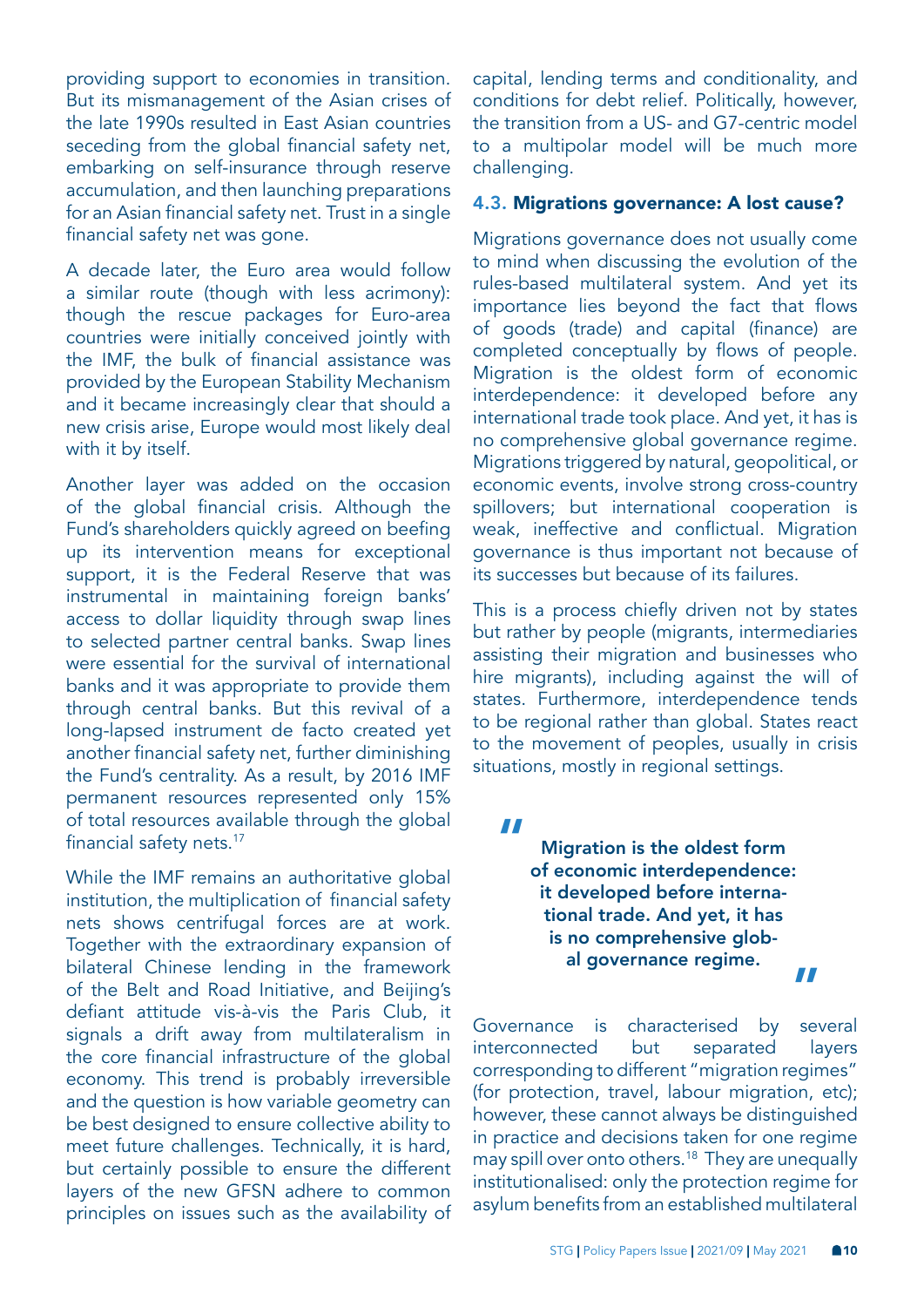providing support to economies in transition. But its mismanagement of the Asian crises of the late 1990s resulted in East Asian countries seceding from the global financial safety net, embarking on self-insurance through reserve accumulation, and then launching preparations for an Asian financial safety net. Trust in a single financial safety net was gone.

A decade later, the Euro area would follow a similar route (though with less acrimony): though the rescue packages for Euro-area countries were initially conceived jointly with the IMF, the bulk of financial assistance was provided by the European Stability Mechanism and it became increasingly clear that should a new crisis arise, Europe would most likely deal with it by itself.

Another layer was added on the occasion of the global financial crisis. Although the Fund's shareholders quickly agreed on beefing up its intervention means for exceptional support, it is the Federal Reserve that was instrumental in maintaining foreign banks' access to dollar liquidity through swap lines to selected partner central banks. Swap lines were essential for the survival of international banks and it was appropriate to provide them through central banks. But this revival of a long-lapsed instrument de facto created yet another financial safety net, further diminishing the Fund's centrality. As a result, by 2016 IMF permanent resources represented only 15% of total resources available through the global financial safety nets.[17]

While the IMF remains an authoritative global institution, the multiplication of financial safety nets shows centrifugal forces are at work. Together with the extraordinary expansion of bilateral Chinese lending in the framework of the Belt and Road Initiative, and Beijing's defiant attitude vis-à-vis the Paris Club, it signals a drift away from multilateralism in the core financial infrastructure of the global economy. This trend is probably irreversible and the question is how variable geometry can be best designed to ensure collective ability to meet future challenges. Technically, it is hard, but certainly possible to ensure the different layers of the new GFSN adhere to common principles on issues such as the availability of capital, lending terms and conditionality, and conditions for debt relief. Politically, however, the transition from a US- and G7-centric model to a multipolar model will be much more challenging.

### 4.3. Migrations governance: A lost cause?

Migrations governance does not usually come to mind when discussing the evolution of the rules-based multilateral system. And yet its importance lies beyond the fact that flows of goods (trade) and capital (finance) are completed conceptually by flows of people. Migration is the oldest form of economic interdependence: it developed before any international trade took place. And yet, it has is no comprehensive global governance regime. Migrations triggered by natural, geopolitical, or economic events, involve strong cross-country spillovers; but international cooperation is weak, ineffective and conflictual. Migration governance is thus important not because of its successes but because of its failures.

This is a process chiefly driven not by states but rather by people (migrants, intermediaries assisting their migration and businesses who hire migrants), including against the will of states. Furthermore, interdependence tends to be regional rather than global. States react to the movement of peoples, usually in crisis situations, mostly in regional settings.

> **Migration is the oldest form of economic interdependence: it developed before international trade. And yet, it has is no comprehensive global governance regime.**

Governance is characterised by several interconnected but separated layers corresponding to different "migration regimes" (for protection, travel, labour migration, etc); however, these cannot always be distinguished in practice and decisions taken for one regime may spill over onto others.[18] They are unequally institutionalised: only the protection regime for asylum benefits from an established multilateral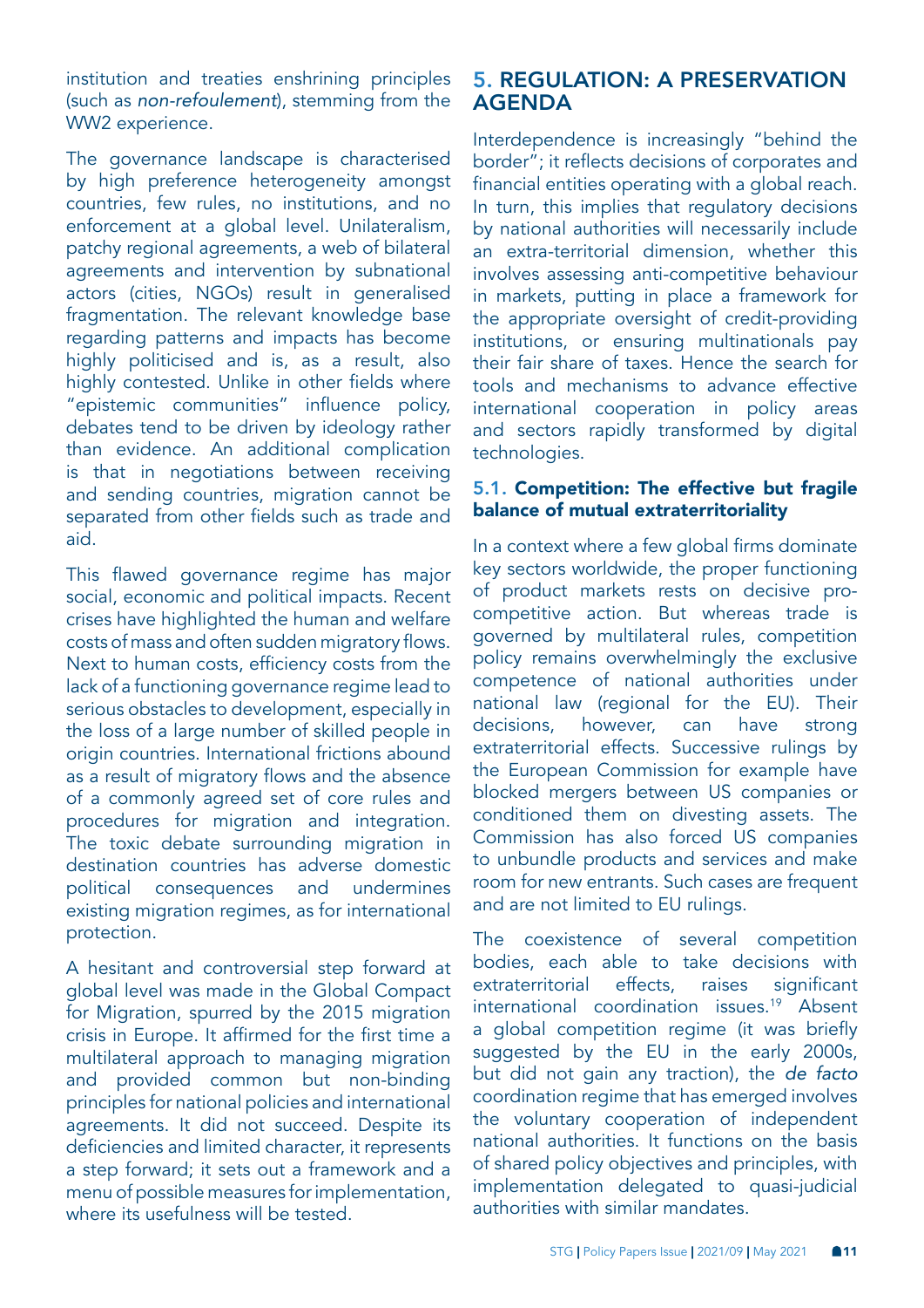institution and treaties enshrining principles (such as *non-refoulement*), stemming from the WW2 experience.

The governance landscape is characterised by high preference heterogeneity amongst countries, few rules, no institutions, and no enforcement at a global level. Unilateralism, patchy regional agreements, a web of bilateral agreements and intervention by subnational actors (cities, NGOs) result in generalised fragmentation. The relevant knowledge base regarding patterns and impacts has become highly politicised and is, as a result, also highly contested. Unlike in other fields where "epistemic communities" influence policy, debates tend to be driven by ideology rather than evidence. An additional complication is that in negotiations between receiving and sending countries, migration cannot be separated from other fields such as trade and aid.

This flawed governance regime has major social, economic and political impacts. Recent crises have highlighted the human and welfare costs of mass and often sudden migratory flows. Next to human costs, efficiency costs from the lack of a functioning governance regime lead to serious obstacles to development, especially in the loss of a large number of skilled people in origin countries. International frictions abound as a result of migratory flows and the absence of a commonly agreed set of core rules and procedures for migration and integration. The toxic debate surrounding migration in destination countries has adverse domestic political consequences and undermines existing migration regimes, as for international protection.

A hesitant and controversial step forward at global level was made in the Global Compact for Migration, spurred by the 2015 migration crisis in Europe. It affirmed for the first time a multilateral approach to managing migration and provided common but non-binding principles for national policies and international agreements. It did not succeed. Despite its deficiencies and limited character, it represents a step forward; it sets out a framework and a menu of possible measures for implementation, where its usefulness will be tested.

## 5. REGULATION: A PRESERVATION AGENDA

Interdependence is increasingly "behind the border"; it reflects decisions of corporates and financial entities operating with a global reach. In turn, this implies that regulatory decisions by national authorities will necessarily include an extra-territorial dimension, whether this involves assessing anti-competitive behaviour in markets, putting in place a framework for the appropriate oversight of credit-providing institutions, or ensuring multinationals pay their fair share of taxes. Hence the search for tools and mechanisms to advance effective international cooperation in policy areas and sectors rapidly transformed by digital technologies.

### 5.1. Competition: The effective but fragile balance of mutual extraterritoriality

In a context where a few global firms dominate key sectors worldwide, the proper functioning of product markets rests on decisive pro-competitive action. But whereas trade is governed by multilateral rules, competition policy remains overwhelmingly the exclusive competence of national authorities under national law (regional for the EU). Their decisions, however, can have strong extraterritorial effects. Successive rulings by the European Commission for example have blocked mergers between US companies or conditioned them on divesting assets. The Commission has also forced US companies to unbundle products and services and make room for new entrants. Such cases are frequent and are not limited to EU rulings.

The coexistence of several competition bodies, each able to take decisions with extraterritorial effects, raises significant international coordination issues.[19] Absent a global competition regime (it was briefly suggested by the EU in the early 2000s, but did not gain any traction), the *de facto* coordination regime that has emerged involves the voluntary cooperation of independent national authorities. It functions on the basis of shared policy objectives and principles, with implementation delegated to quasi-judicial authorities with similar mandates.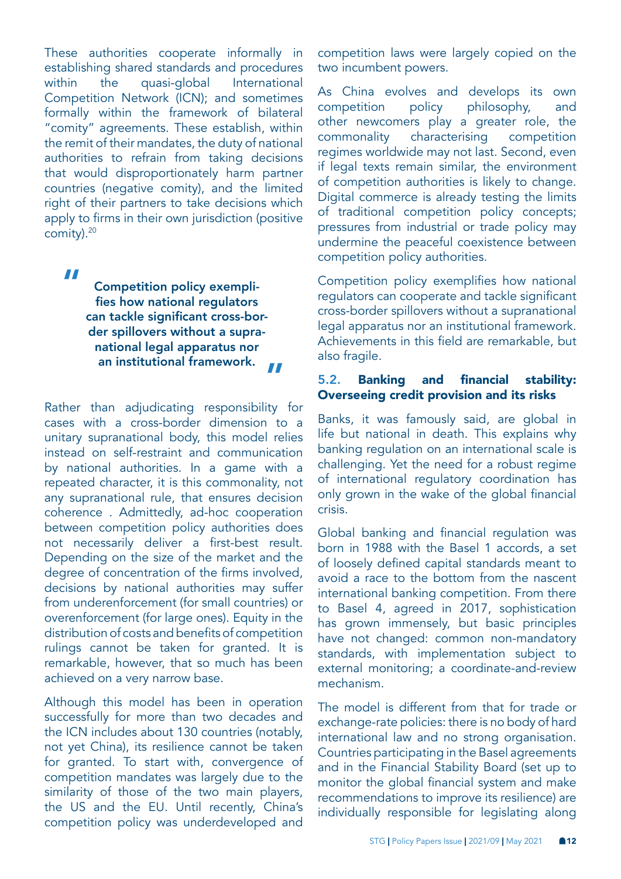These authorities cooperate informally in establishing shared standards and procedures within the quasi-global International Competition Network (ICN); and sometimes formally within the framework of bilateral "comity" agreements. These establish, within the remit of their mandates, the duty of national authorities to refrain from taking decisions that would disproportionately harm partner countries (negative comity), and the limited right of their partners to take decisions which apply to firms in their own jurisdiction (positive comity).[20]

> **Competition policy exemplifies how national regulators can tackle significant cross-border spillovers without a supranational legal apparatus nor an institutional framework.**

Rather than adjudicating responsibility for cases with a cross-border dimension to a unitary supranational body, this model relies instead on self-restraint and communication by national authorities. In a game with a repeated character, it is this commonality, not any supranational rule, that ensures decision coherence . Admittedly, ad-hoc cooperation between competition policy authorities does not necessarily deliver a first-best result. Depending on the size of the market and the degree of concentration of the firms involved, decisions by national authorities may suffer from underenforcement (for small countries) or overenforcement (for large ones). Equity in the distribution of costs and benefits of competition rulings cannot be taken for granted. It is remarkable, however, that so much has been achieved on a very narrow base.

Although this model has been in operation successfully for more than two decades and the ICN includes about 130 countries (notably, not yet China), its resilience cannot be taken for granted. To start with, convergence of competition mandates was largely due to the similarity of those of the two main players, the US and the EU. Until recently, China's competition policy was underdeveloped and competition laws were largely copied on the two incumbent powers.

As China evolves and develops its own competition policy philosophy, and other newcomers play a greater role, the commonality characterising competition regimes worldwide may not last. Second, even if legal texts remain similar, the environment of competition authorities is likely to change. Digital commerce is already testing the limits of traditional competition policy concepts; pressures from industrial or trade policy may undermine the peaceful coexistence between competition policy authorities.

Competition policy exemplifies how national regulators can cooperate and tackle significant cross-border spillovers without a supranational legal apparatus nor an institutional framework. Achievements in this field are remarkable, but also fragile.

### 5.2. Banking and financial stability: Overseeing credit provision and its risks

Banks, it was famously said, are global in life but national in death. This explains why banking regulation on an international scale is challenging. Yet the need for a robust regime of international regulatory coordination has only grown in the wake of the global financial crisis.

Global banking and financial regulation was born in 1988 with the Basel 1 accords, a set of loosely defined capital standards meant to avoid a race to the bottom from the nascent international banking competition. From there to Basel 4, agreed in 2017, sophistication has grown immensely, but basic principles have not changed: common non-mandatory standards, with implementation subject to external monitoring; a coordinate-and-review mechanism.

The model is different from that for trade or exchange-rate policies: there is no body of hard international law and no strong organisation. Countries participating in the Basel agreements and in the Financial Stability Board (set up to monitor the global financial system and make recommendations to improve its resilience) are individually responsible for legislating along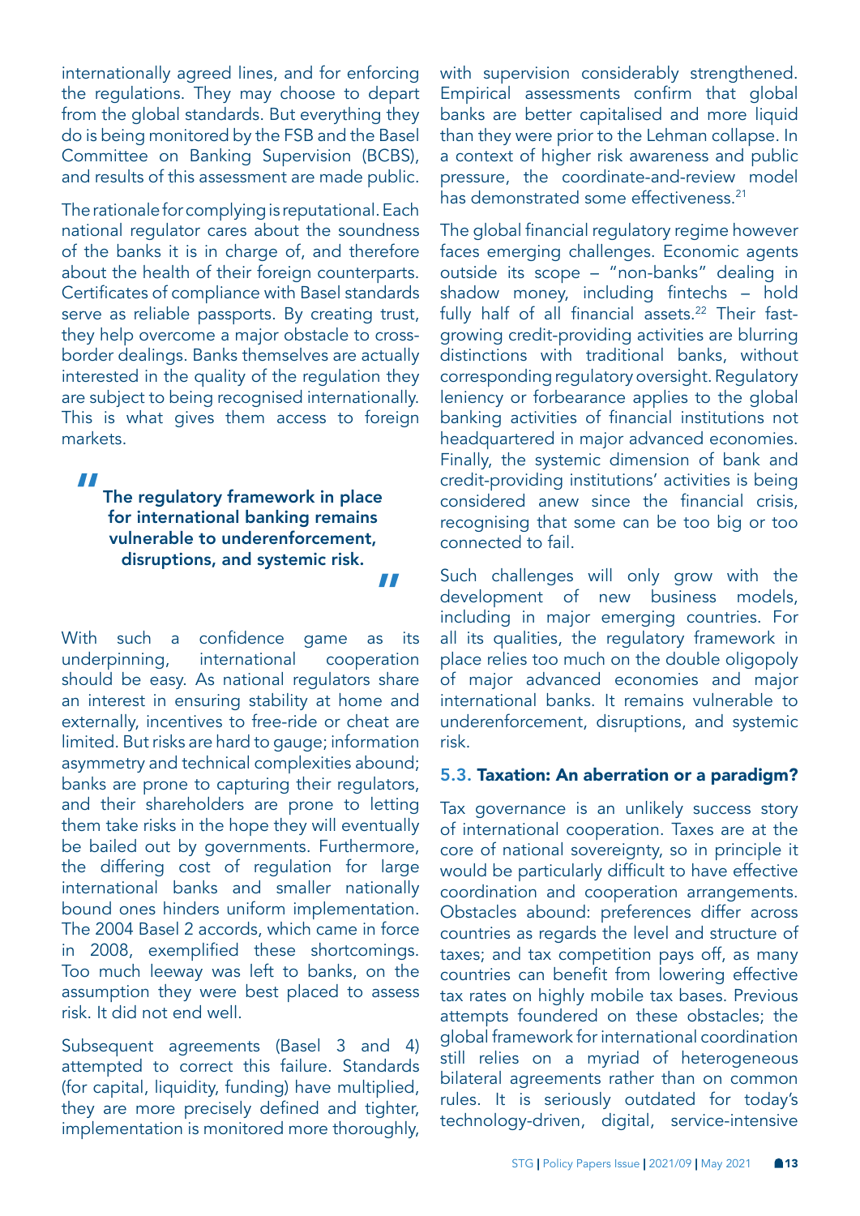internationally agreed lines, and for enforcing the regulations. They may choose to depart from the global standards. But everything they do is being monitored by the FSB and the Basel Committee on Banking Supervision (BCBS), and results of this assessment are made public.

The rationale for complying is reputational. Each national regulator cares about the soundness of the banks it is in charge of, and therefore about the health of their foreign counterparts. Certificates of compliance with Basel standards serve as reliable passports. By creating trust, they help overcome a major obstacle to cross-border dealings. Banks themselves are actually interested in the quality of the regulation they are subject to being recognised internationally. This is what gives them access to foreign markets.

> **"The regulatory framework in place for international banking remains vulnerable to underenforcement, disruptions, and systemic risk."**

With such a confidence game as its underpinning, international cooperation should be easy. As national regulators share an interest in ensuring stability at home and externally, incentives to free-ride or cheat are limited. But risks are hard to gauge; information asymmetry and technical complexities abound; banks are prone to capturing their regulators, and their shareholders are prone to letting them take risks in the hope they will eventually be bailed out by governments. Furthermore, the differing cost of regulation for large international banks and smaller nationally bound ones hinders uniform implementation. The 2004 Basel 2 accords, which came in force in 2008, exemplified these shortcomings. Too much leeway was left to banks, on the assumption they were best placed to assess risk. It did not end well.

Subsequent agreements (Basel 3 and 4) attempted to correct this failure. Standards (for capital, liquidity, funding) have multiplied, they are more precisely defined and tighter, implementation is monitored more thoroughly, with supervision considerably strengthened. Empirical assessments confirm that global banks are better capitalised and more liquid than they were prior to the Lehman collapse. In a context of higher risk awareness and public pressure, the coordinate-and-review model has demonstrated some effectiveness.[21]

The global financial regulatory regime however faces emerging challenges. Economic agents outside its scope – "non-banks" dealing in shadow money, including fintechs – hold fully half of all financial assets.[22] Their fast-growing credit-providing activities are blurring distinctions with traditional banks, without corresponding regulatory oversight. Regulatory leniency or forbearance applies to the global banking activities of financial institutions not headquartered in major advanced economies. Finally, the systemic dimension of bank and credit-providing institutions' activities is being considered anew since the financial crisis, recognising that some can be too big or too connected to fail.

Such challenges will only grow with the development of new business models, including in major emerging countries. For all its qualities, the regulatory framework in place relies too much on the double oligopoly of major advanced economies and major international banks. It remains vulnerable to underenforcement, disruptions, and systemic risk.

### 5.3. Taxation: An aberration or a paradigm?

Tax governance is an unlikely success story of international cooperation. Taxes are at the core of national sovereignty, so in principle it would be particularly difficult to have effective coordination and cooperation arrangements. Obstacles abound: preferences differ across countries as regards the level and structure of taxes; and tax competition pays off, as many countries can benefit from lowering effective tax rates on highly mobile tax bases. Previous attempts foundered on these obstacles; the global framework for international coordination still relies on a myriad of heterogeneous bilateral agreements rather than on common rules. It is seriously outdated for today's technology-driven, digital, service-intensive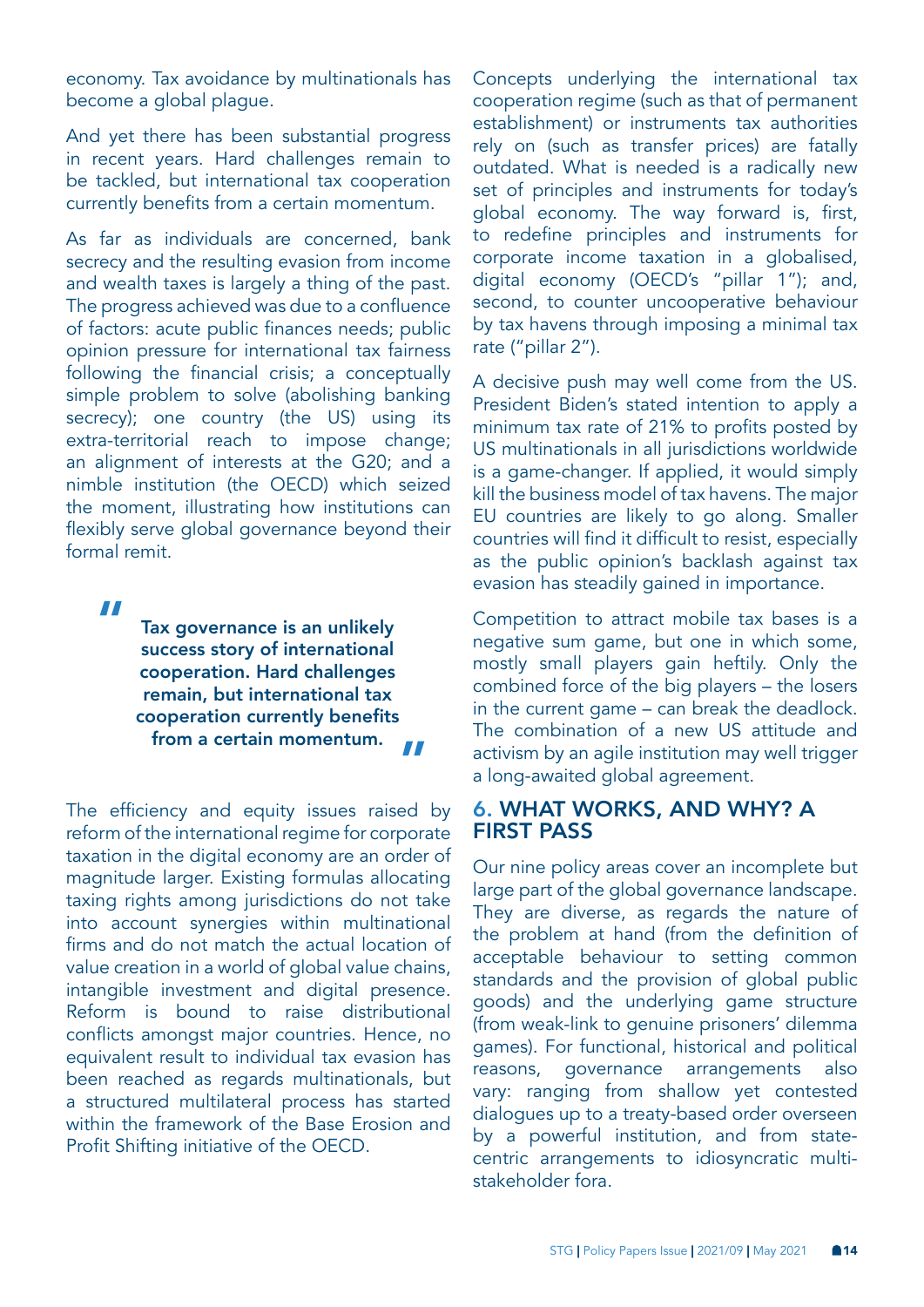economy. Tax avoidance by multinationals has become a global plague.

And yet there has been substantial progress in recent years. Hard challenges remain to be tackled, but international tax cooperation currently benefits from a certain momentum.

As far as individuals are concerned, bank secrecy and the resulting evasion from income and wealth taxes is largely a thing of the past. The progress achieved was due to a confluence of factors: acute public finances needs; public opinion pressure for international tax fairness following the financial crisis; a conceptually simple problem to solve (abolishing banking secrecy); one country (the US) using its extra-territorial reach to impose change; an alignment of interests at the G20; and a nimble institution (the OECD) which seized the moment, illustrating how institutions can flexibly serve global governance beyond their formal remit.

> **Tax governance is an unlikely success story of international cooperation. Hard challenges remain, but international tax cooperation currently benefits from a certain momentum.**

The efficiency and equity issues raised by reform of the international regime for corporate taxation in the digital economy are an order of magnitude larger. Existing formulas allocating taxing rights among jurisdictions do not take into account synergies within multinational firms and do not match the actual location of value creation in a world of global value chains, intangible investment and digital presence. Reform is bound to raise distributional conflicts amongst major countries. Hence, no equivalent result to individual tax evasion has been reached as regards multinationals, but a structured multilateral process has started within the framework of the Base Erosion and Profit Shifting initiative of the OECD.

Concepts underlying the international tax cooperation regime (such as that of permanent establishment) or instruments tax authorities rely on (such as transfer prices) are fatally outdated. What is needed is a radically new set of principles and instruments for today's global economy. The way forward is, first, to redefine principles and instruments for corporate income taxation in a globalised, digital economy (OECD's "pillar 1"); and, second, to counter uncooperative behaviour by tax havens through imposing a minimal tax rate ("pillar 2").

A decisive push may well come from the US. President Biden's stated intention to apply a minimum tax rate of 21% to profits posted by US multinationals in all jurisdictions worldwide is a game-changer. If applied, it would simply kill the business model of tax havens. The major EU countries are likely to go along. Smaller countries will find it difficult to resist, especially as the public opinion's backlash against tax evasion has steadily gained in importance.

Competition to attract mobile tax bases is a negative sum game, but one in which some, mostly small players gain heftily. Only the combined force of the big players – the losers in the current game – can break the deadlock. The combination of a new US attitude and activism by an agile institution may well trigger a long-awaited global agreement.

## 6. WHAT WORKS, AND WHY? A FIRST PASS

Our nine policy areas cover an incomplete but large part of the global governance landscape. They are diverse, as regards the nature of the problem at hand (from the definition of acceptable behaviour to setting common standards and the provision of global public goods) and the underlying game structure (from weak-link to genuine prisoners' dilemma games). For functional, historical and political reasons, governance arrangements also vary: ranging from shallow yet contested dialogues up to a treaty-based order overseen by a powerful institution, and from state-centric arrangements to idiosyncratic multi-stakeholder fora.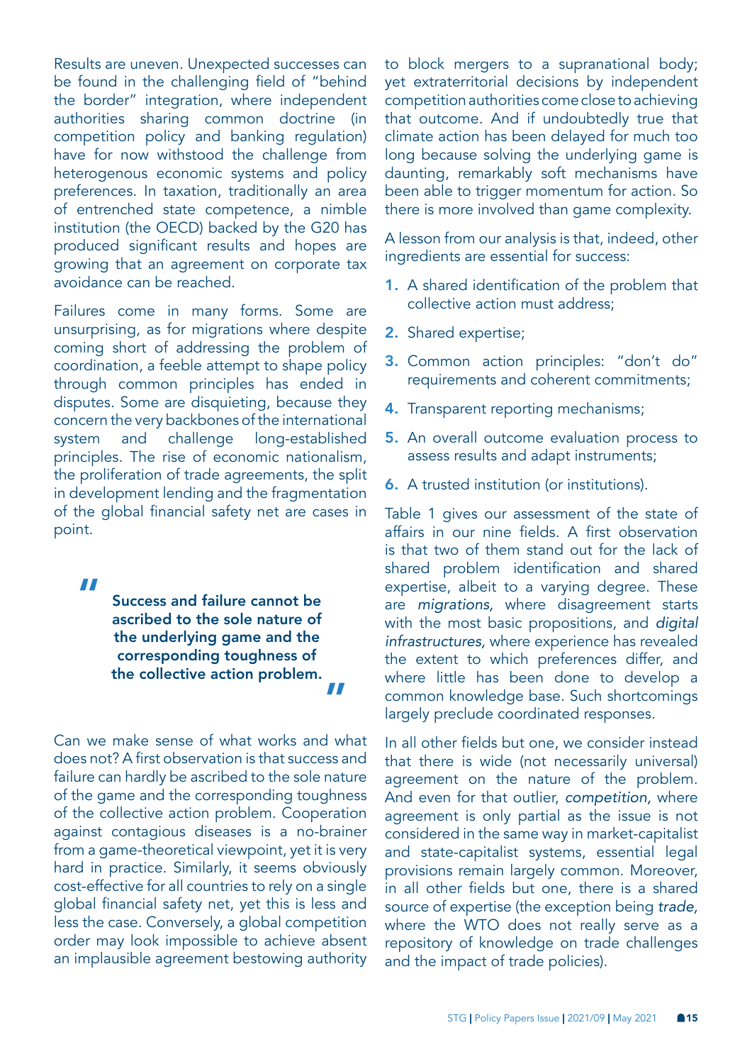Results are uneven. Unexpected successes can be found in the challenging field of "behind the border" integration, where independent authorities sharing common doctrine (in competition policy and banking regulation) have for now withstood the challenge from heterogenous economic systems and policy preferences. In taxation, traditionally an area of entrenched state competence, a nimble institution (the OECD) backed by the G20 has produced significant results and hopes are growing that an agreement on corporate tax avoidance can be reached.

Failures come in many forms. Some are unsurprising, as for migrations where despite coming short of addressing the problem of coordination, a feeble attempt to shape policy through common principles has ended in disputes. Some are disquieting, because they concern the very backbones of the international system and challenge long-established principles. The rise of economic nationalism, the proliferation of trade agreements, the split in development lending and the fragmentation of the global financial safety net are cases in point.

> **"Success and failure cannot be ascribed to the sole nature of the underlying game and the corresponding toughness of the collective action problem."**

Can we make sense of what works and what does not? A first observation is that success and failure can hardly be ascribed to the sole nature of the game and the corresponding toughness of the collective action problem. Cooperation against contagious diseases is a no-brainer from a game-theoretical viewpoint, yet it is very hard in practice. Similarly, it seems obviously cost-effective for all countries to rely on a single global financial safety net, yet this is less and less the case. Conversely, a global competition order may look impossible to achieve absent an implausible agreement bestowing authority to block mergers to a supranational body; yet extraterritorial decisions by independent competition authorities come close to achieving that outcome. And if undoubtedly true that climate action has been delayed for much too long because solving the underlying game is daunting, remarkably soft mechanisms have been able to trigger momentum for action. So there is more involved than game complexity.

A lesson from our analysis is that, indeed, other ingredients are essential for success:

1. A shared identification of the problem that collective action must address;
2. Shared expertise;
3. Common action principles: "don't do" requirements and coherent commitments;
4. Transparent reporting mechanisms;
5. An overall outcome evaluation process to assess results and adapt instruments;
6. A trusted institution (or institutions).

Table 1 gives our assessment of the state of affairs in our nine fields. A first observation is that two of them stand out for the lack of shared problem identification and shared expertise, albeit to a varying degree. These are *migrations*, where disagreement starts with the most basic propositions, and *digital infrastructures*, where experience has revealed the extent to which preferences differ, and where little has been done to develop a common knowledge base. Such shortcomings largely preclude coordinated responses.

In all other fields but one, we consider instead that there is wide (not necessarily universal) agreement on the nature of the problem. And even for that outlier, *competition*, where agreement is only partial as the issue is not considered in the same way in market-capitalist and state-capitalist systems, essential legal provisions remain largely common. Moreover, in all other fields but one, there is a shared source of expertise (the exception being *trade*, where the WTO does not really serve as a repository of knowledge on trade challenges and the impact of trade policies).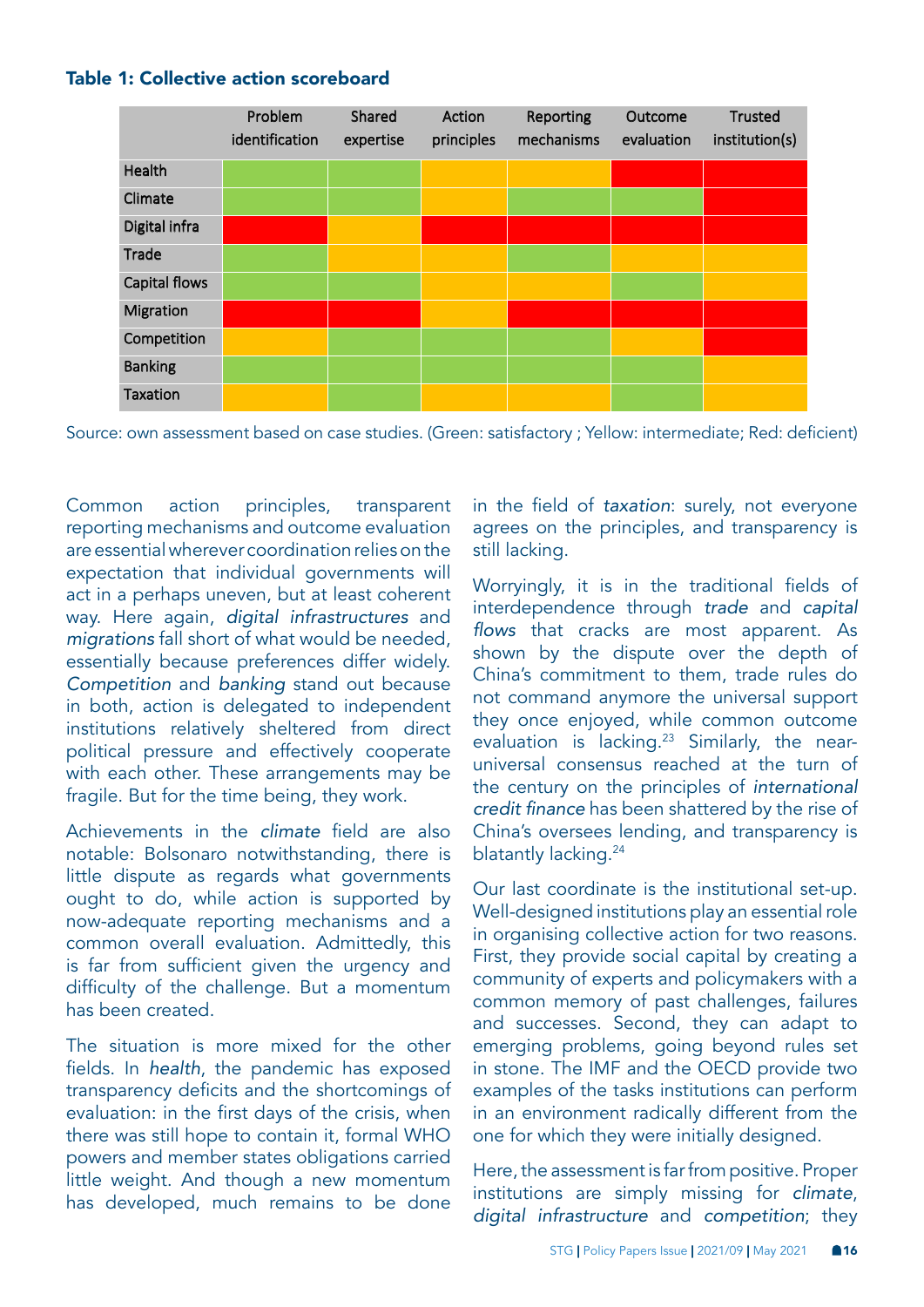**Table 1: Collective action scoreboard**

| | Problem identification | Shared expertise | Action principles | Reporting mechanisms | Outcome evaluation | Trusted institution(s) |
|---|---|---|---|---|---|---|
| Health | Green | Green | Yellow | Yellow | Red | Red |
| Climate | Green | Green | Yellow | Green | Green | Red |
| Digital infra | Red | Yellow | Red | Red | Red | Red |
| Trade | Green | Yellow | Yellow | Green | Yellow | Yellow |
| Capital flows | Green | Green | Yellow | Yellow | Green | Yellow |
| Migration | Red | Red | Yellow | Red | Red | Red |
| Competition | Yellow | Green | Green | Green | Yellow | Red |
| Banking | Green | Green | Green | Green | Green | Yellow |
| Taxation | Yellow | Green | Yellow | Yellow | Green | Yellow |

Source: own assessment based on case studies. (Green: satisfactory ; Yellow: intermediate; Red: deficient)

Common action principles, transparent reporting mechanisms and outcome evaluation are essential wherever coordination relies on the expectation that individual governments will act in a perhaps uneven, but at least coherent way. Here again, *digital infrastructures* and *migrations* fall short of what would be needed, essentially because preferences differ widely. *Competition* and *banking* stand out because in both, action is delegated to independent institutions relatively sheltered from direct political pressure and effectively cooperate with each other. These arrangements may be fragile. But for the time being, they work.

Achievements in the *climate* field are also notable: Bolsonaro notwithstanding, there is little dispute as regards what governments ought to do, while action is supported by now-adequate reporting mechanisms and a common overall evaluation. Admittedly, this is far from sufficient given the urgency and difficulty of the challenge. But a momentum has been created.

The situation is more mixed for the other fields. In *health*, the pandemic has exposed transparency deficits and the shortcomings of evaluation: in the first days of the crisis, when there was still hope to contain it, formal WHO powers and member states obligations carried little weight. And though a new momentum has developed, much remains to be done in the field of *taxation*: surely, not everyone agrees on the principles, and transparency is still lacking.

Worryingly, it is in the traditional fields of interdependence through *trade* and *capital flows* that cracks are most apparent. As shown by the dispute over the depth of China's commitment to them, trade rules do not command anymore the universal support they once enjoyed, while common outcome evaluation is lacking.[23] Similarly, the near-universal consensus reached at the turn of the century on the principles of *international credit finance* has been shattered by the rise of China's oversees lending, and transparency is blatantly lacking.[24]

Our last coordinate is the institutional set-up. Well-designed institutions play an essential role in organising collective action for two reasons. First, they provide social capital by creating a community of experts and policymakers with a common memory of past challenges, failures and successes. Second, they can adapt to emerging problems, going beyond rules set in stone. The IMF and the OECD provide two examples of the tasks institutions can perform in an environment radically different from the one for which they were initially designed.

Here, the assessment is far from positive. Proper institutions are simply missing for *climate*, *digital infrastructure* and *competition*; they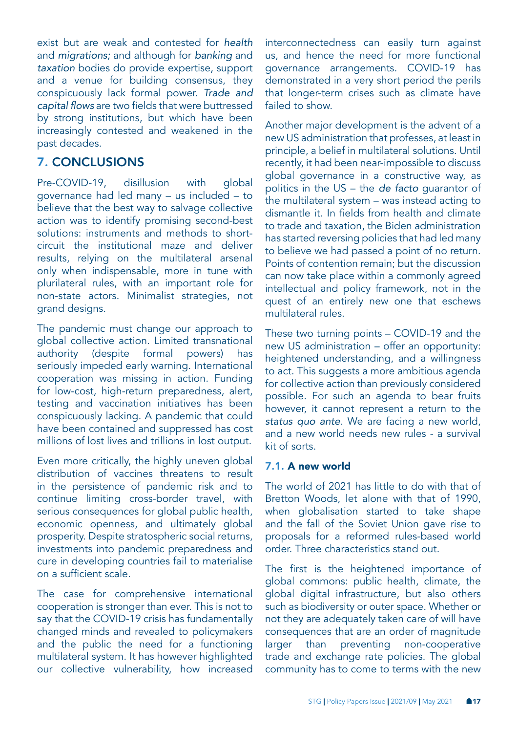exist but are weak and contested for *health* and *migrations;* and although for *banking* and *taxation* bodies do provide expertise, support and a venue for building consensus, they conspicuously lack formal power. *Trade and capital flows* are two fields that were buttressed by strong institutions, but which have been increasingly contested and weakened in the past decades.

## 7. CONCLUSIONS

Pre-COVID-19, disillusion with global governance had led many – us included – to believe that the best way to salvage collective action was to identify promising second-best solutions: instruments and methods to short-circuit the institutional maze and deliver results, relying on the multilateral arsenal only when indispensable, more in tune with plurilateral rules, with an important role for non-state actors. Minimalist strategies, not grand designs.

The pandemic must change our approach to global collective action. Limited transnational authority (despite formal powers) has seriously impeded early warning. International cooperation was missing in action. Funding for low-cost, high-return preparedness, alert, testing and vaccination initiatives has been conspicuously lacking. A pandemic that could have been contained and suppressed has cost millions of lost lives and trillions in lost output.

Even more critically, the highly uneven global distribution of vaccines threatens to result in the persistence of pandemic risk and to continue limiting cross-border travel, with serious consequences for global public health, economic openness, and ultimately global prosperity. Despite stratospheric social returns, investments into pandemic preparedness and cure in developing countries fail to materialise on a sufficient scale.

The case for comprehensive international cooperation is stronger than ever. This is not to say that the COVID-19 crisis has fundamentally changed minds and revealed to policymakers and the public the need for a functioning multilateral system. It has however highlighted our collective vulnerability, how increased interconnectedness can easily turn against us, and hence the need for more functional governance arrangements. COVID-19 has demonstrated in a very short period the perils that longer-term crises such as climate have failed to show.

Another major development is the advent of a new US administration that professes, at least in principle, a belief in multilateral solutions. Until recently, it had been near-impossible to discuss global governance in a constructive way, as politics in the US – the *de facto* guarantor of the multilateral system – was instead acting to dismantle it. In fields from health and climate to trade and taxation, the Biden administration has started reversing policies that had led many to believe we had passed a point of no return. Points of contention remain; but the discussion can now take place within a commonly agreed intellectual and policy framework, not in the quest of an entirely new one that eschews multilateral rules.

These two turning points – COVID-19 and the new US administration – offer an opportunity: heightened understanding, and a willingness to act. This suggests a more ambitious agenda for collective action than previously considered possible. For such an agenda to bear fruits however, it cannot represent a return to the *status quo ante*. We are facing a new world, and a new world needs new rules - a survival kit of sorts.

### 7.1. A new world

The world of 2021 has little to do with that of Bretton Woods, let alone with that of 1990, when globalisation started to take shape and the fall of the Soviet Union gave rise to proposals for a reformed rules-based world order. Three characteristics stand out.

The first is the heightened importance of global commons: public health, climate, the global digital infrastructure, but also others such as biodiversity or outer space. Whether or not they are adequately taken care of will have consequences that are an order of magnitude larger than preventing non-cooperative trade and exchange rate policies. The global community has to come to terms with the new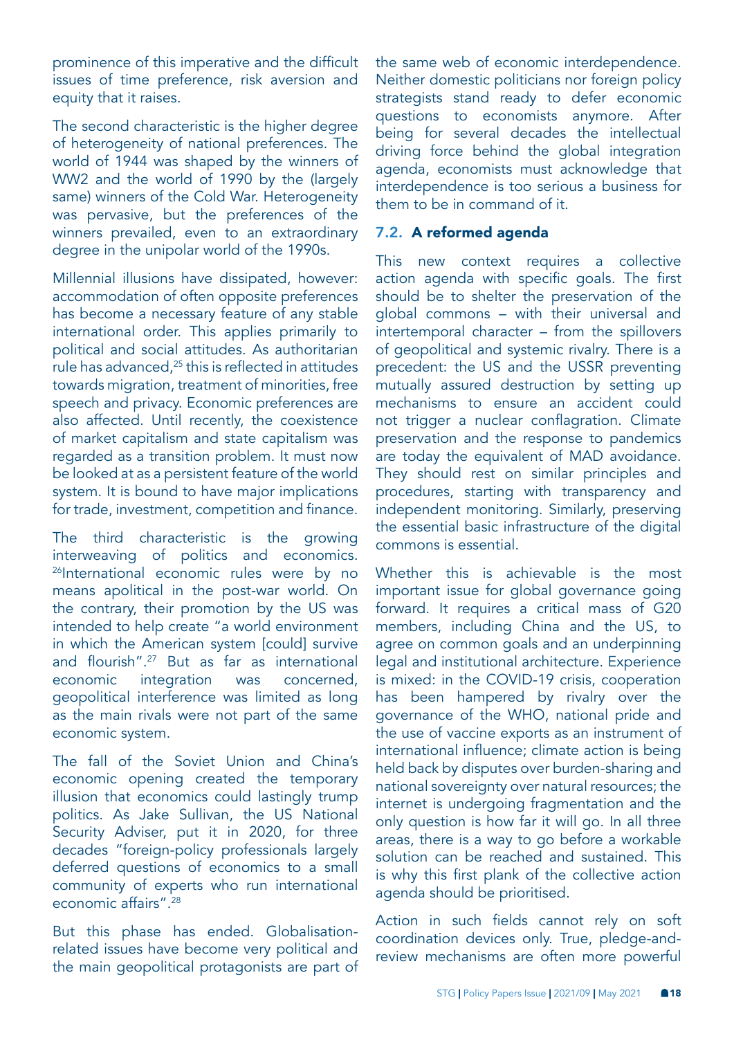prominence of this imperative and the difficult issues of time preference, risk aversion and equity that it raises.

The second characteristic is the higher degree of heterogeneity of national preferences. The world of 1944 was shaped by the winners of WW2 and the world of 1990 by the (largely same) winners of the Cold War. Heterogeneity was pervasive, but the preferences of the winners prevailed, even to an extraordinary degree in the unipolar world of the 1990s.

Millennial illusions have dissipated, however: accommodation of often opposite preferences has become a necessary feature of any stable international order. This applies primarily to political and social attitudes. As authoritarian rule has advanced,[25] this is reflected in attitudes towards migration, treatment of minorities, free speech and privacy. Economic preferences are also affected. Until recently, the coexistence of market capitalism and state capitalism was regarded as a transition problem. It must now be looked at as a persistent feature of the world system. It is bound to have major implications for trade, investment, competition and finance.

The third characteristic is the growing interweaving of politics and economics.[26] International economic rules were by no means apolitical in the post-war world. On the contrary, their promotion by the US was intended to help create "a world environment in which the American system [could] survive and flourish".[27] But as far as international economic integration was concerned, geopolitical interference was limited as long as the main rivals were not part of the same economic system.

The fall of the Soviet Union and China's economic opening created the temporary illusion that economics could lastingly trump politics. As Jake Sullivan, the US National Security Adviser, put it in 2020, for three decades "foreign-policy professionals largely deferred questions of economics to a small community of experts who run international economic affairs".[28]

But this phase has ended. Globalisation-related issues have become very political and the main geopolitical protagonists are part of the same web of economic interdependence. Neither domestic politicians nor foreign policy strategists stand ready to defer economic questions to economists anymore. After being for several decades the intellectual driving force behind the global integration agenda, economists must acknowledge that interdependence is too serious a business for them to be in command of it.

## 7.2. A reformed agenda

This new context requires a collective action agenda with specific goals. The first should be to shelter the preservation of the global commons – with their universal and intertemporal character – from the spillovers of geopolitical and systemic rivalry. There is a precedent: the US and the USSR preventing mutually assured destruction by setting up mechanisms to ensure an accident could not trigger a nuclear conflagration. Climate preservation and the response to pandemics are today the equivalent of MAD avoidance. They should rest on similar principles and procedures, starting with transparency and independent monitoring. Similarly, preserving the essential basic infrastructure of the digital commons is essential.

Whether this is achievable is the most important issue for global governance going forward. It requires a critical mass of G20 members, including China and the US, to agree on common goals and an underpinning legal and institutional architecture. Experience is mixed: in the COVID-19 crisis, cooperation has been hampered by rivalry over the governance of the WHO, national pride and the use of vaccine exports as an instrument of international influence; climate action is being held back by disputes over burden-sharing and national sovereignty over natural resources; the internet is undergoing fragmentation and the only question is how far it will go. In all three areas, there is a way to go before a workable solution can be reached and sustained. This is why this first plank of the collective action agenda should be prioritised.

Action in such fields cannot rely on soft coordination devices only. True, pledge-and-review mechanisms are often more powerful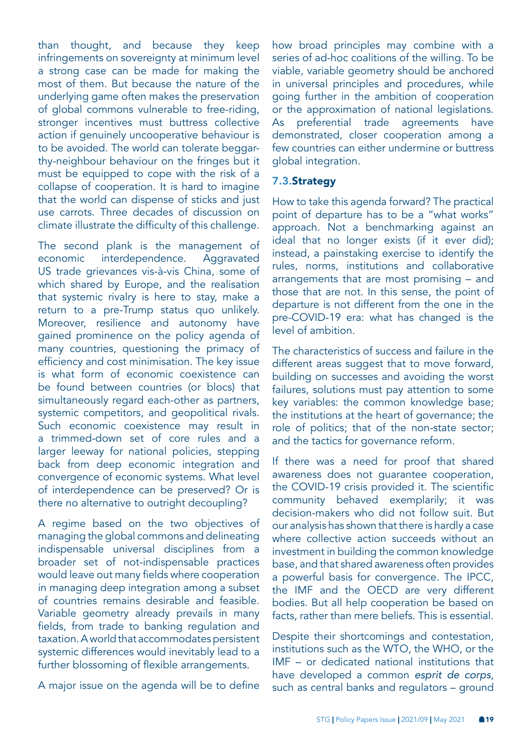than thought, and because they keep infringements on sovereignty at minimum level a strong case can be made for making the most of them. But because the nature of the underlying game often makes the preservation of global commons vulnerable to free-riding, stronger incentives must buttress collective action if genuinely uncooperative behaviour is to be avoided. The world can tolerate beggar-thy-neighbour behaviour on the fringes but it must be equipped to cope with the risk of a collapse of cooperation. It is hard to imagine that the world can dispense of sticks and just use carrots. Three decades of discussion on climate illustrate the difficulty of this challenge.

The second plank is the management of economic interdependence. Aggravated US trade grievances vis-à-vis China, some of which shared by Europe, and the realisation that systemic rivalry is here to stay, make a return to a pre-Trump status quo unlikely. Moreover, resilience and autonomy have gained prominence on the policy agenda of many countries, questioning the primacy of efficiency and cost minimisation. The key issue is what form of economic coexistence can be found between countries (or blocs) that simultaneously regard each-other as partners, systemic competitors, and geopolitical rivals. Such economic coexistence may result in a trimmed-down set of core rules and a larger leeway for national policies, stepping back from deep economic integration and convergence of economic systems. What level of interdependence can be preserved? Or is there no alternative to outright decoupling?

A regime based on the two objectives of managing the global commons and delineating indispensable universal disciplines from a broader set of not-indispensable practices would leave out many fields where cooperation in managing deep integration among a subset of countries remains desirable and feasible. Variable geometry already prevails in many fields, from trade to banking regulation and taxation. A world that accommodates persistent systemic differences would inevitably lead to a further blossoming of flexible arrangements.

A major issue on the agenda will be to define how broad principles may combine with a series of ad-hoc coalitions of the willing. To be viable, variable geometry should be anchored in universal principles and procedures, while going further in the ambition of cooperation or the approximation of national legislations. As preferential trade agreements have demonstrated, closer cooperation among a few countries can either undermine or buttress global integration.

## 7.3. Strategy

How to take this agenda forward? The practical point of departure has to be a "what works" approach. Not a benchmarking against an ideal that no longer exists (if it ever did); instead, a painstaking exercise to identify the rules, norms, institutions and collaborative arrangements that are most promising – and those that are not. In this sense, the point of departure is not different from the one in the pre-COVID-19 era: what has changed is the level of ambition.

The characteristics of success and failure in the different areas suggest that to move forward, building on successes and avoiding the worst failures, solutions must pay attention to some key variables: the common knowledge base; the institutions at the heart of governance; the role of politics; that of the non-state sector; and the tactics for governance reform.

If there was a need for proof that shared awareness does not guarantee cooperation, the COVID-19 crisis provided it. The scientific community behaved exemplarily; it was decision-makers who did not follow suit. But our analysis has shown that there is hardly a case where collective action succeeds without an investment in building the common knowledge base, and that shared awareness often provides a powerful basis for convergence. The IPCC, the IMF and the OECD are very different bodies. But all help cooperation be based on facts, rather than mere beliefs. This is essential.

Despite their shortcomings and contestation, institutions such as the WTO, the WHO, or the IMF – or dedicated national institutions that have developed a common *esprit de corps*, such as central banks and regulators – ground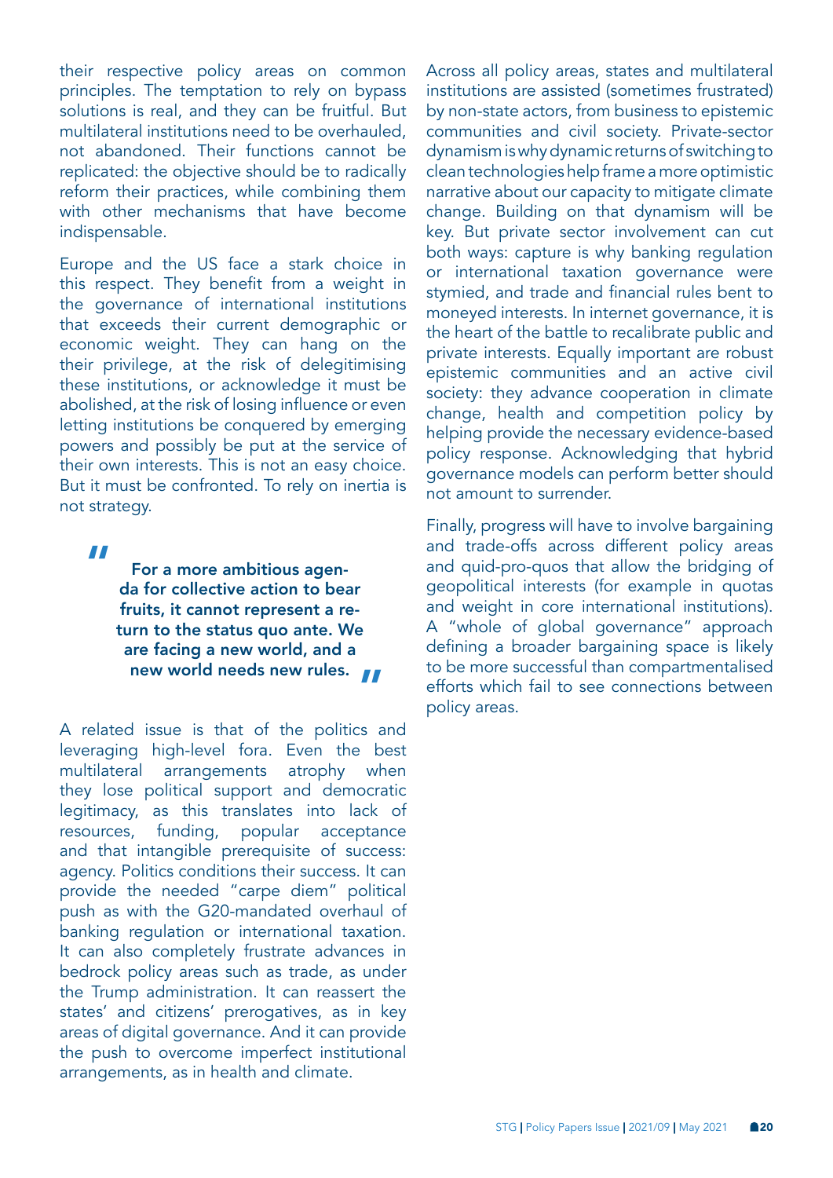their respective policy areas on common principles. The temptation to rely on bypass solutions is real, and they can be fruitful. But multilateral institutions need to be overhauled, not abandoned. Their functions cannot be replicated: the objective should be to radically reform their practices, while combining them with other mechanisms that have become indispensable.

Europe and the US face a stark choice in this respect. They benefit from a weight in the governance of international institutions that exceeds their current demographic or economic weight. They can hang on the their privilege, at the risk of delegitimising these institutions, or acknowledge it must be abolished, at the risk of losing influence or even letting institutions be conquered by emerging powers and possibly be put at the service of their own interests. This is not an easy choice. But it must be confronted. To rely on inertia is not strategy.

> **For a more ambitious agenda for collective action to bear fruits, it cannot represent a return to the status quo ante. We are facing a new world, and a new world needs new rules.**

A related issue is that of the politics and leveraging high-level fora. Even the best multilateral arrangements atrophy when they lose political support and democratic legitimacy, as this translates into lack of resources, funding, popular acceptance and that intangible prerequisite of success: agency. Politics conditions their success. It can provide the needed "carpe diem" political push as with the G20-mandated overhaul of banking regulation or international taxation. It can also completely frustrate advances in bedrock policy areas such as trade, as under the Trump administration. It can reassert the states' and citizens' prerogatives, as in key areas of digital governance. And it can provide the push to overcome imperfect institutional arrangements, as in health and climate.

Across all policy areas, states and multilateral institutions are assisted (sometimes frustrated) by non-state actors, from business to epistemic communities and civil society. Private-sector dynamism is why dynamic returns of switching to clean technologies help frame a more optimistic narrative about our capacity to mitigate climate change. Building on that dynamism will be key. But private sector involvement can cut both ways: capture is why banking regulation or international taxation governance were stymied, and trade and financial rules bent to moneyed interests. In internet governance, it is the heart of the battle to recalibrate public and private interests. Equally important are robust epistemic communities and an active civil society: they advance cooperation in climate change, health and competition policy by helping provide the necessary evidence-based policy response. Acknowledging that hybrid governance models can perform better should not amount to surrender.

Finally, progress will have to involve bargaining and trade-offs across different policy areas and quid-pro-quos that allow the bridging of geopolitical interests (for example in quotas and weight in core international institutions). A "whole of global governance" approach defining a broader bargaining space is likely to be more successful than compartmentalised efforts which fail to see connections between policy areas.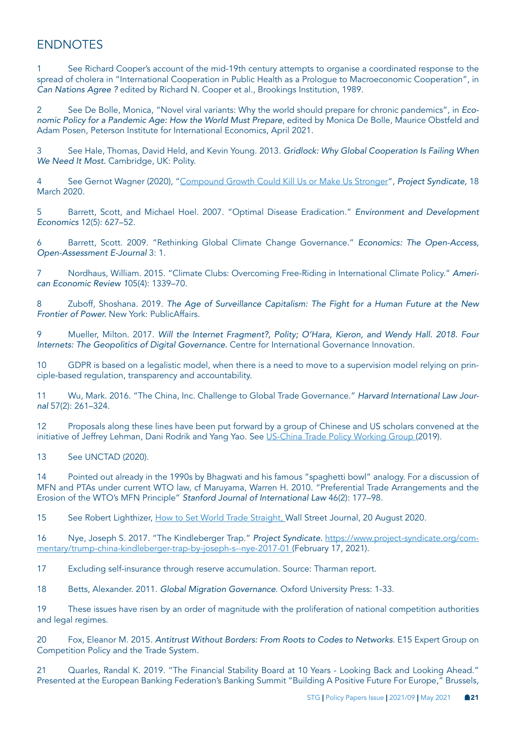# ENDNOTES

1 See Richard Cooper's account of the mid-19th century attempts to organise a coordinated response to the spread of cholera in "International Cooperation in Public Health as a Prologue to Macroeconomic Cooperation", in *Can Nations Agree ?* edited by Richard N. Cooper et al., Brookings Institution, 1989.

2 See De Bolle, Monica, "Novel viral variants: Why the world should prepare for chronic pandemics", in *Economic Policy for a Pandemic Age: How the World Must Prepare*, edited by Monica De Bolle, Maurice Obstfeld and Adam Posen, Peterson Institute for International Economics, April 2021.

3 See Hale, Thomas, David Held, and Kevin Young. 2013. *Gridlock: Why Global Cooperation Is Failing When We Need It Most.* Cambridge, UK: Polity.

4 See Gernot Wagner (2020), "Compound Growth Could Kill Us or Make Us Stronger", *Project Syndicate,* 18 March 2020.

5 Barrett, Scott, and Michael Hoel. 2007. "Optimal Disease Eradication." *Environment and Development Economics* 12(5): 627–52.

6 Barrett, Scott. 2009. "Rethinking Global Climate Change Governance." *Economics: The Open-Access, Open-Assessment E-Journal* 3: 1.

7 Nordhaus, William. 2015. "Climate Clubs: Overcoming Free-Riding in International Climate Policy." *American Economic Review* 105(4): 1339–70.

8 Zuboff, Shoshana. 2019. *The Age of Surveillance Capitalism: The Fight for a Human Future at the New Frontier of Power.* New York: PublicAffairs.

9 Mueller, Milton. 2017. *Will the Internet Fragment?, Polity; O'Hara, Kieron, and Wendy Hall. 2018. Four Internets: The Geopolitics of Digital Governance.* Centre for International Governance Innovation.

10 GDPR is based on a legalistic model, when there is a need to move to a supervision model relying on principle-based regulation, transparency and accountability.

11 Wu, Mark. 2016. "The China, Inc. Challenge to Global Trade Governance." *Harvard International Law Journal* 57(2): 261–324.

12 Proposals along these lines have been put forward by a group of Chinese and US scholars convened at the initiative of Jeffrey Lehman, Dani Rodrik and Yang Yao. See US-China Trade Policy Working Group (2019).

13 See UNCTAD (2020).

14 Pointed out already in the 1990s by Bhagwati and his famous "spaghetti bowl" analogy. For a discussion of MFN and PTAs under current WTO law, cf Maruyama, Warren H. 2010. "Preferential Trade Arrangements and the Erosion of the WTO's MFN Principle" *Stanford Journal of International Law* 46(2): 177–98.

15 See Robert Lighthizer, How to Set World Trade Straight, Wall Street Journal, 20 August 2020.

16 Nye, Joseph S. 2017. "The Kindleberger Trap." *Project Syndicate.* https://www.project-syndicate.org/commentary/trump-china-kindleberger-trap-by-joseph-s--nye-2017-01 (February 17, 2021).

17 Excluding self-insurance through reserve accumulation. Source: Tharman report.

18 Betts, Alexander. 2011. *Global Migration Governance.* Oxford University Press: 1-33.

19 These issues have risen by an order of magnitude with the proliferation of national competition authorities and legal regimes.

20 Fox, Eleanor M. 2015. *Antitrust Without Borders: From Roots to Codes to Networks.* E15 Expert Group on Competition Policy and the Trade System.

21 Quarles, Randal K. 2019. "The Financial Stability Board at 10 Years - Looking Back and Looking Ahead." Presented at the European Banking Federation's Banking Summit "Building A Positive Future For Europe," Brussels,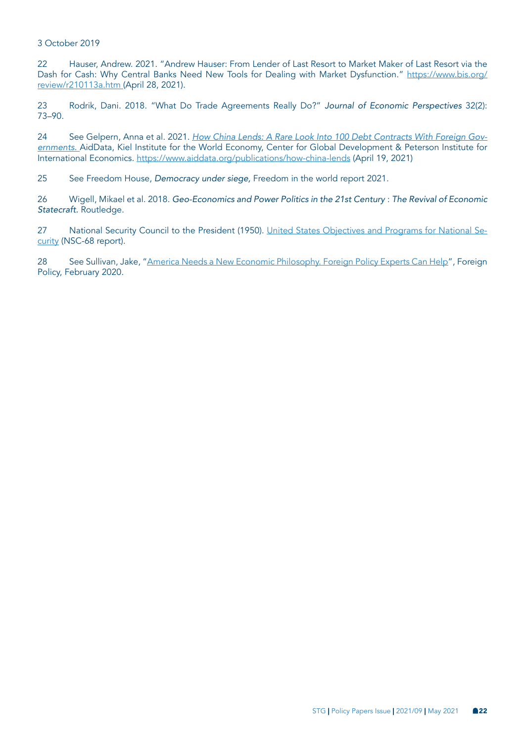3 October 2019

22 Hauser, Andrew. 2021. "Andrew Hauser: From Lender of Last Resort to Market Maker of Last Resort via the Dash for Cash: Why Central Banks Need New Tools for Dealing with Market Dysfunction." [https://www.bis.org/review/r210113a.htm](https://www.bis.org/review/r210113a.htm) (April 28, 2021).

23 Rodrik, Dani. 2018. "What Do Trade Agreements Really Do?" *Journal of Economic Perspectives* 32(2): 73–90.

24 See Gelpern, Anna et al. 2021. *How China Lends: A Rare Look Into 100 Debt Contracts With Foreign Governments.* AidData, Kiel Institute for the World Economy, Center for Global Development & Peterson Institute for International Economics. [https://www.aiddata.org/publications/how-china-lends](https://www.aiddata.org/publications/how-china-lends) (April 19, 2021)

25 See Freedom House, *Democracy under siege,* Freedom in the world report 2021.

26 Wigell, Mikael et al. 2018. *Geo-Economics and Power Politics in the 21st Century* : *The Revival of Economic Statecraft.* Routledge.

27 National Security Council to the President (1950). United States Objectives and Programs for National Security (NSC-68 report).

28 See Sullivan, Jake, "America Needs a New Economic Philosophy. Foreign Policy Experts Can Help", Foreign Policy, February 2020.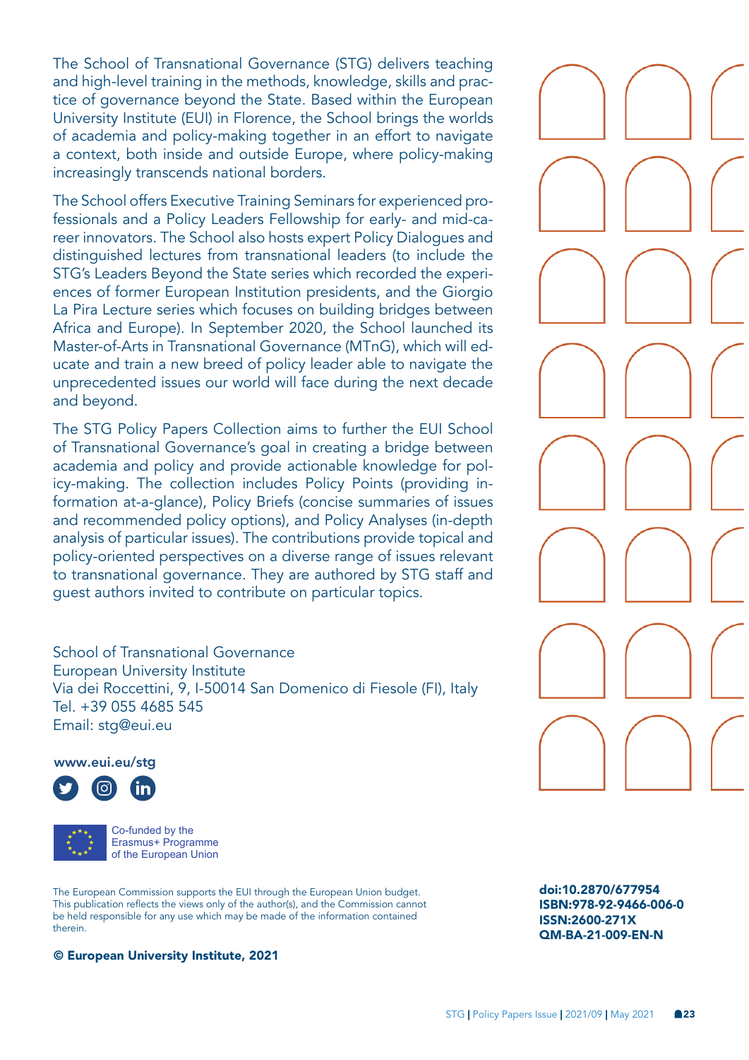The School of Transnational Governance (STG) delivers teaching and high-level training in the methods, knowledge, skills and practice of governance beyond the State. Based within the European University Institute (EUI) in Florence, the School brings the worlds of academia and policy-making together in an effort to navigate a context, both inside and outside Europe, where policy-making increasingly transcends national borders.

The School offers Executive Training Seminars for experienced professionals and a Policy Leaders Fellowship for early- and mid-career innovators. The School also hosts expert Policy Dialogues and distinguished lectures from transnational leaders (to include the STG's Leaders Beyond the State series which recorded the experiences of former European Institution presidents, and the Giorgio La Pira Lecture series which focuses on building bridges between Africa and Europe). In September 2020, the School launched its Master-of-Arts in Transnational Governance (MTnG), which will educate and train a new breed of policy leader able to navigate the unprecedented issues our world will face during the next decade and beyond.

The STG Policy Papers Collection aims to further the EUI School of Transnational Governance's goal in creating a bridge between academia and policy and provide actionable knowledge for policy-making. The collection includes Policy Points (providing information at-a-glance), Policy Briefs (concise summaries of issues and recommended policy options), and Policy Analyses (in-depth analysis of particular issues). The contributions provide topical and policy-oriented perspectives on a diverse range of issues relevant to transnational governance. They are authored by STG staff and guest authors invited to contribute on particular topics.

School of Transnational Governance
European University Institute
Via dei Roccettini, 9, I-50014 San Domenico di Fiesole (FI), Italy
Tel. +39 055 4685 545
Email: stg@eui.eu

**www.eui.eu/stg**

Co-funded by the
Erasmus+ Programme
of the European Union

The European Commission supports the EUI through the European Union budget. This publication reflects the views only of the author(s), and the Commission cannot be held responsible for any use which may be made of the information contained therein.

**© European University Institute, 2021**

**doi:10.2870/677954**
**ISBN:978-92-9466-006-0**
**ISSN:2600-271X**
**QM-BA-21-009-EN-N**